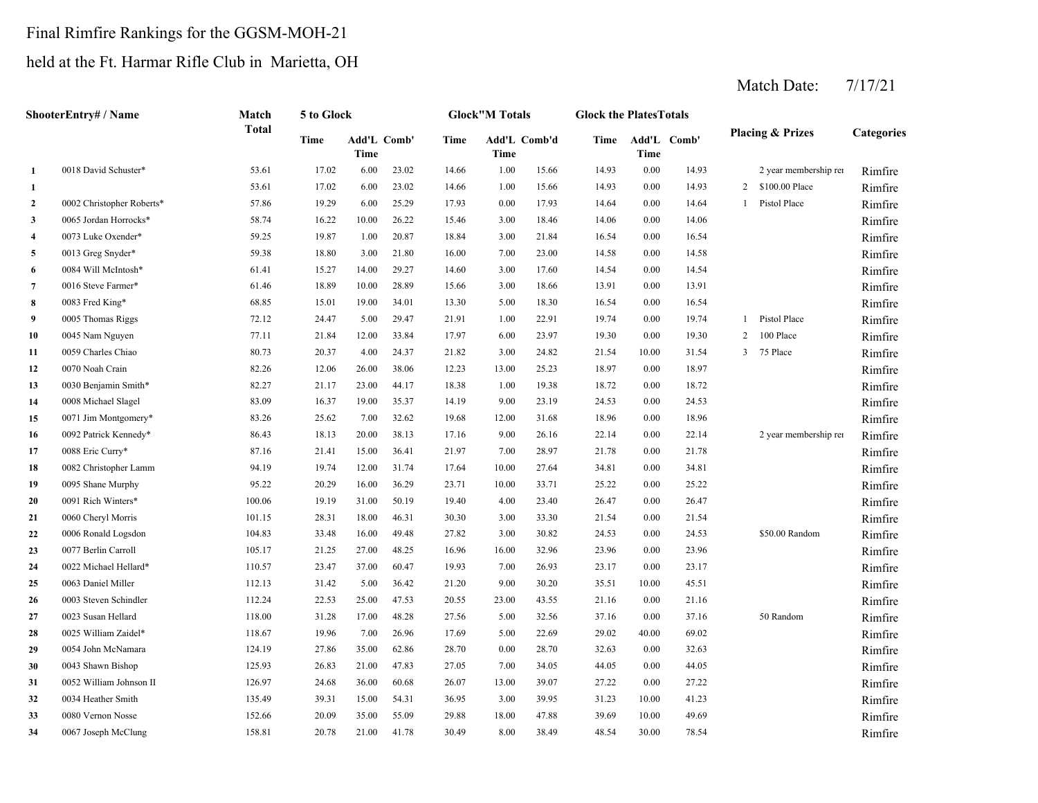Final Rimfire Rankings for the GGSM-MOH-21

held at the Ft. Harmar Rifle Club in Marietta, OH

Match Date: 7/17/21

| | ShooterEntry# / Name | Match Total | 5 to Glock | | | Glock"M Totals | | | Glock the PlatesTotals | | | Placing & Prizes | | Categories |
|---|---|---|---|---|---|---|---|---|---|---|---|---|---|---|
| | | | Time | Add'L Time | Comb' | Time | Add'L Time | Comb'd | Time | Add'L Time | Comb' | | | |
| 1 | 0018 David Schuster* | 53.61 | 17.02 | 6.00 | 23.02 | 14.66 | 1.00 | 15.66 | 14.93 | 0.00 | 14.93 | | 2 year membership rei | Rimfire |
| 1 | | 53.61 | 17.02 | 6.00 | 23.02 | 14.66 | 1.00 | 15.66 | 14.93 | 0.00 | 14.93 | 2 | $100.00 Place | Rimfire |
| 2 | 0002 Christopher Roberts* | 57.86 | 19.29 | 6.00 | 25.29 | 17.93 | 0.00 | 17.93 | 14.64 | 0.00 | 14.64 | 1 | Pistol Place | Rimfire |
| 3 | 0065 Jordan Horrocks* | 58.74 | 16.22 | 10.00 | 26.22 | 15.46 | 3.00 | 18.46 | 14.06 | 0.00 | 14.06 | | | Rimfire |
| 4 | 0073 Luke Oxender* | 59.25 | 19.87 | 1.00 | 20.87 | 18.84 | 3.00 | 21.84 | 16.54 | 0.00 | 16.54 | | | Rimfire |
| 5 | 0013 Greg Snyder* | 59.38 | 18.80 | 3.00 | 21.80 | 16.00 | 7.00 | 23.00 | 14.58 | 0.00 | 14.58 | | | Rimfire |
| 6 | 0084 Will McIntosh* | 61.41 | 15.27 | 14.00 | 29.27 | 14.60 | 3.00 | 17.60 | 14.54 | 0.00 | 14.54 | | | Rimfire |
| 7 | 0016 Steve Farmer* | 61.46 | 18.89 | 10.00 | 28.89 | 15.66 | 3.00 | 18.66 | 13.91 | 0.00 | 13.91 | | | Rimfire |
| 8 | 0083 Fred King* | 68.85 | 15.01 | 19.00 | 34.01 | 13.30 | 5.00 | 18.30 | 16.54 | 0.00 | 16.54 | | | Rimfire |
| 9 | 0005 Thomas Riggs | 72.12 | 24.47 | 5.00 | 29.47 | 21.91 | 1.00 | 22.91 | 19.74 | 0.00 | 19.74 | 1 | Pistol Place | Rimfire |
| 10 | 0045 Nam Nguyen | 77.11 | 21.84 | 12.00 | 33.84 | 17.97 | 6.00 | 23.97 | 19.30 | 0.00 | 19.30 | 2 | 100 Place | Rimfire |
| 11 | 0059 Charles Chiao | 80.73 | 20.37 | 4.00 | 24.37 | 21.82 | 3.00 | 24.82 | 21.54 | 10.00 | 31.54 | 3 | 75 Place | Rimfire |
| 12 | 0070 Noah Crain | 82.26 | 12.06 | 26.00 | 38.06 | 12.23 | 13.00 | 25.23 | 18.97 | 0.00 | 18.97 | | | Rimfire |
| 13 | 0030 Benjamin Smith* | 82.27 | 21.17 | 23.00 | 44.17 | 18.38 | 1.00 | 19.38 | 18.72 | 0.00 | 18.72 | | | Rimfire |
| 14 | 0008 Michael Slagel | 83.09 | 16.37 | 19.00 | 35.37 | 14.19 | 9.00 | 23.19 | 24.53 | 0.00 | 24.53 | | | Rimfire |
| 15 | 0071 Jim Montgomery* | 83.26 | 25.62 | 7.00 | 32.62 | 19.68 | 12.00 | 31.68 | 18.96 | 0.00 | 18.96 | | | Rimfire |
| 16 | 0092 Patrick Kennedy* | 86.43 | 18.13 | 20.00 | 38.13 | 17.16 | 9.00 | 26.16 | 22.14 | 0.00 | 22.14 | | 2 year membership rei | Rimfire |
| 17 | 0088 Eric Curry* | 87.16 | 21.41 | 15.00 | 36.41 | 21.97 | 7.00 | 28.97 | 21.78 | 0.00 | 21.78 | | | Rimfire |
| 18 | 0082 Christopher Lamm | 94.19 | 19.74 | 12.00 | 31.74 | 17.64 | 10.00 | 27.64 | 34.81 | 0.00 | 34.81 | | | Rimfire |
| 19 | 0095 Shane Murphy | 95.22 | 20.29 | 16.00 | 36.29 | 23.71 | 10.00 | 33.71 | 25.22 | 0.00 | 25.22 | | | Rimfire |
| 20 | 0091 Rich Winters* | 100.06 | 19.19 | 31.00 | 50.19 | 19.40 | 4.00 | 23.40 | 26.47 | 0.00 | 26.47 | | | Rimfire |
| 21 | 0060 Cheryl Morris | 101.15 | 28.31 | 18.00 | 46.31 | 30.30 | 3.00 | 33.30 | 21.54 | 0.00 | 21.54 | | | Rimfire |
| 22 | 0006 Ronald Logsdon | 104.83 | 33.48 | 16.00 | 49.48 | 27.82 | 3.00 | 30.82 | 24.53 | 0.00 | 24.53 | | $50.00 Random | Rimfire |
| 23 | 0077 Berlin Carroll | 105.17 | 21.25 | 27.00 | 48.25 | 16.96 | 16.00 | 32.96 | 23.96 | 0.00 | 23.96 | | | Rimfire |
| 24 | 0022 Michael Hellard* | 110.57 | 23.47 | 37.00 | 60.47 | 19.93 | 7.00 | 26.93 | 23.17 | 0.00 | 23.17 | | | Rimfire |
| 25 | 0063 Daniel Miller | 112.13 | 31.42 | 5.00 | 36.42 | 21.20 | 9.00 | 30.20 | 35.51 | 10.00 | 45.51 | | | Rimfire |
| 26 | 0003 Steven Schindler | 112.24 | 22.53 | 25.00 | 47.53 | 20.55 | 23.00 | 43.55 | 21.16 | 0.00 | 21.16 | | | Rimfire |
| 27 | 0023 Susan Hellard | 118.00 | 31.28 | 17.00 | 48.28 | 27.56 | 5.00 | 32.56 | 37.16 | 0.00 | 37.16 | | 50 Random | Rimfire |
| 28 | 0025 William Zaidel* | 118.67 | 19.96 | 7.00 | 26.96 | 17.69 | 5.00 | 22.69 | 29.02 | 40.00 | 69.02 | | | Rimfire |
| 29 | 0054 John McNamara | 124.19 | 27.86 | 35.00 | 62.86 | 28.70 | 0.00 | 28.70 | 32.63 | 0.00 | 32.63 | | | Rimfire |
| 30 | 0043 Shawn Bishop | 125.93 | 26.83 | 21.00 | 47.83 | 27.05 | 7.00 | 34.05 | 44.05 | 0.00 | 44.05 | | | Rimfire |
| 31 | 0052 William Johnson II | 126.97 | 24.68 | 36.00 | 60.68 | 26.07 | 13.00 | 39.07 | 27.22 | 0.00 | 27.22 | | | Rimfire |
| 32 | 0034 Heather Smith | 135.49 | 39.31 | 15.00 | 54.31 | 36.95 | 3.00 | 39.95 | 31.23 | 10.00 | 41.23 | | | Rimfire |
| 33 | 0080 Vernon Nosse | 152.66 | 20.09 | 35.00 | 55.09 | 29.88 | 18.00 | 47.88 | 39.69 | 10.00 | 49.69 | | | Rimfire |
| 34 | 0067 Joseph McClung | 158.81 | 20.78 | 21.00 | 41.78 | 30.49 | 8.00 | 38.49 | 48.54 | 30.00 | 78.54 | | | Rimfire |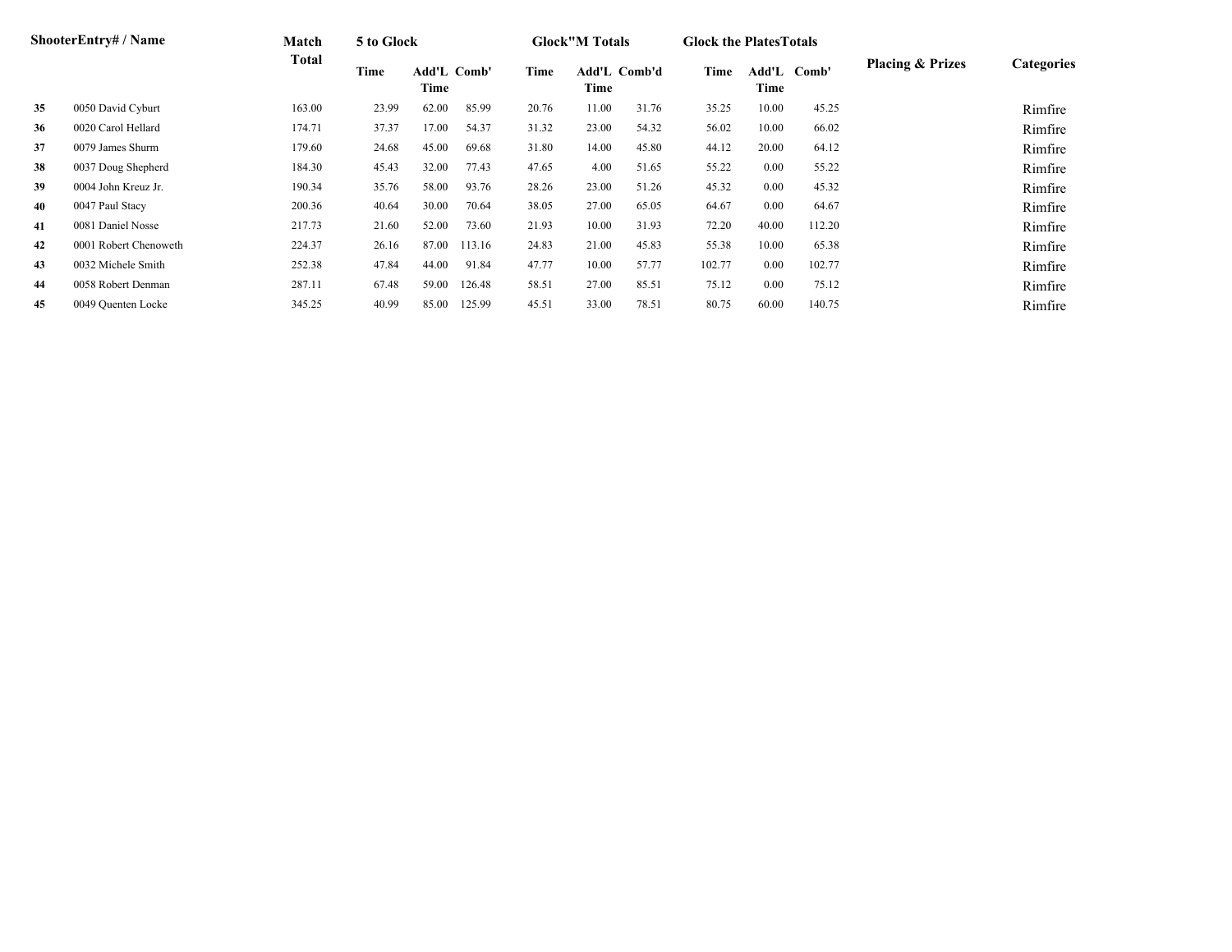| Shooter | Entry# / Name | Match Total | 5 to Glock | | | Glock"M Totals | | | Glock the Plates Totals | | | Placing & Prizes | Categories |
|---|---|---|---|---|---|---|---|---|---|---|---|---|---|
| | | | Time | Add'L Time | Comb' | Time | Add'L Time | Comb'd | Time | Add'L Time | Comb' | | |
| **35** | 0050 David Cyburt | 163.00 | 23.99 | 62.00 | 85.99 | 20.76 | 11.00 | 31.76 | 35.25 | 10.00 | 45.25 | | Rimfire |
| **36** | 0020 Carol Hellard | 174.71 | 37.37 | 17.00 | 54.37 | 31.32 | 23.00 | 54.32 | 56.02 | 10.00 | 66.02 | | Rimfire |
| **37** | 0079 James Shurm | 179.60 | 24.68 | 45.00 | 69.68 | 31.80 | 14.00 | 45.80 | 44.12 | 20.00 | 64.12 | | Rimfire |
| **38** | 0037 Doug Shepherd | 184.30 | 45.43 | 32.00 | 77.43 | 47.65 | 4.00 | 51.65 | 55.22 | 0.00 | 55.22 | | Rimfire |
| **39** | 0004 John Kreuz Jr. | 190.34 | 35.76 | 58.00 | 93.76 | 28.26 | 23.00 | 51.26 | 45.32 | 0.00 | 45.32 | | Rimfire |
| **40** | 0047 Paul Stacy | 200.36 | 40.64 | 30.00 | 70.64 | 38.05 | 27.00 | 65.05 | 64.67 | 0.00 | 64.67 | | Rimfire |
| **41** | 0081 Daniel Nosse | 217.73 | 21.60 | 52.00 | 73.60 | 21.93 | 10.00 | 31.93 | 72.20 | 40.00 | 112.20 | | Rimfire |
| **42** | 0001 Robert Chenoweth | 224.37 | 26.16 | 87.00 | 113.16 | 24.83 | 21.00 | 45.83 | 55.38 | 10.00 | 65.38 | | Rimfire |
| **43** | 0032 Michele Smith | 252.38 | 47.84 | 44.00 | 91.84 | 47.77 | 10.00 | 57.77 | 102.77 | 0.00 | 102.77 | | Rimfire |
| **44** | 0058 Robert Denman | 287.11 | 67.48 | 59.00 | 126.48 | 58.51 | 27.00 | 85.51 | 75.12 | 0.00 | 75.12 | | Rimfire |
| **45** | 0049 Quenten Locke | 345.25 | 40.99 | 85.00 | 125.99 | 45.51 | 33.00 | 78.51 | 80.75 | 60.00 | 140.75 | | Rimfire |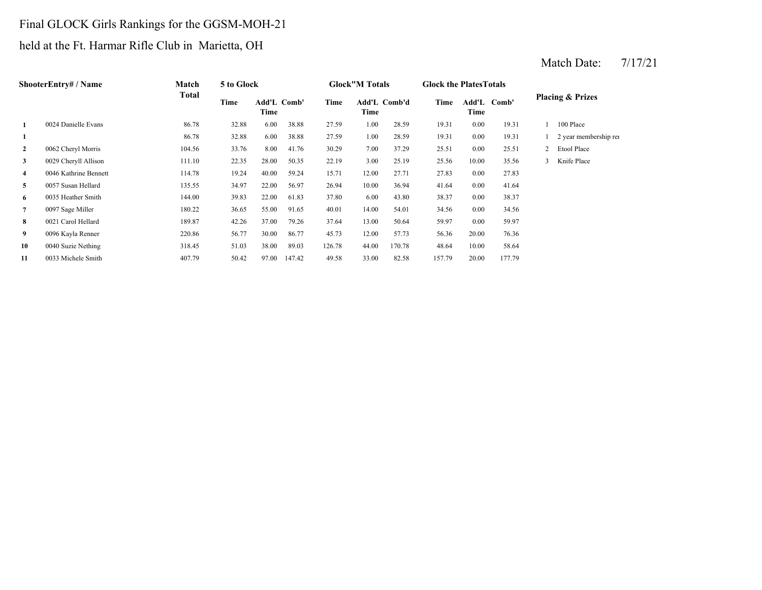Final GLOCK Girls Rankings for the GGSM-MOH-21

held at the Ft. Harmar Rifle Club in Marietta, OH

Match Date: 7/17/21

| Shooter | Entry# / Name | Match Total | 5 to Glock | | | Glock"M Totals | | | Glock the Plates Totals | | | Placing & Prizes | |
|---|---|---|---|---|---|---|---|---|---|---|---|---|---|
| | | | Time | Add'L Time | Comb' | Time | Add'L Time | Comb'd | Time | Add'L Time | Comb' | | |
| 1 | 0024 Danielle Evans | 86.78 | 32.88 | 6.00 | 38.88 | 27.59 | 1.00 | 28.59 | 19.31 | 0.00 | 19.31 | 1 | 100 Place |
| 1 | | 86.78 | 32.88 | 6.00 | 38.88 | 27.59 | 1.00 | 28.59 | 19.31 | 0.00 | 19.31 | 1 | 2 year membership re |
| 2 | 0062 Cheryl Morris | 104.56 | 33.76 | 8.00 | 41.76 | 30.29 | 7.00 | 37.29 | 25.51 | 0.00 | 25.51 | 2 | Etool Place |
| 3 | 0029 Cheryll Allison | 111.10 | 22.35 | 28.00 | 50.35 | 22.19 | 3.00 | 25.19 | 25.56 | 10.00 | 35.56 | 3 | Knife Place |
| 4 | 0046 Kathrine Bennett | 114.78 | 19.24 | 40.00 | 59.24 | 15.71 | 12.00 | 27.71 | 27.83 | 0.00 | 27.83 | | |
| 5 | 0057 Susan Hellard | 135.55 | 34.97 | 22.00 | 56.97 | 26.94 | 10.00 | 36.94 | 41.64 | 0.00 | 41.64 | | |
| 6 | 0035 Heather Smith | 144.00 | 39.83 | 22.00 | 61.83 | 37.80 | 6.00 | 43.80 | 38.37 | 0.00 | 38.37 | | |
| 7 | 0097 Sage Miller | 180.22 | 36.65 | 55.00 | 91.65 | 40.01 | 14.00 | 54.01 | 34.56 | 0.00 | 34.56 | | |
| 8 | 0021 Carol Hellard | 189.87 | 42.26 | 37.00 | 79.26 | 37.64 | 13.00 | 50.64 | 59.97 | 0.00 | 59.97 | | |
| 9 | 0096 Kayla Renner | 220.86 | 56.77 | 30.00 | 86.77 | 45.73 | 12.00 | 57.73 | 56.36 | 20.00 | 76.36 | | |
| 10 | 0040 Suzie Nething | 318.45 | 51.03 | 38.00 | 89.03 | 126.78 | 44.00 | 170.78 | 48.64 | 10.00 | 58.64 | | |
| 11 | 0033 Michele Smith | 407.79 | 50.42 | 97.00 | 147.42 | 49.58 | 33.00 | 82.58 | 157.79 | 20.00 | 177.79 | | |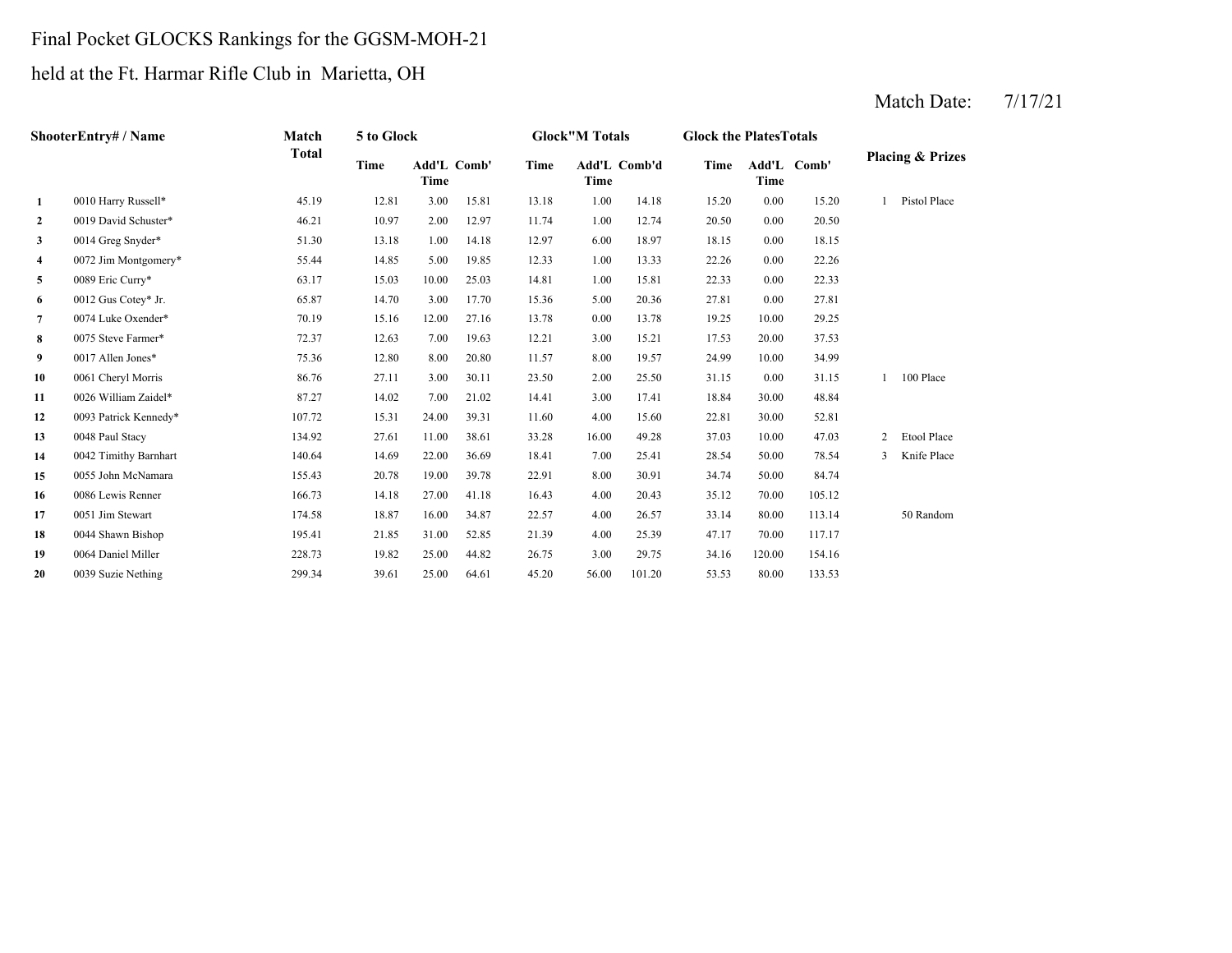Final Pocket GLOCKS Rankings for the GGSM-MOH-21

held at the Ft. Harmar Rifle Club in Marietta, OH

Match Date: 7/17/21

| ShooterEntry# / Name | | Match Total | 5 to Glock | | | Glock"M Totals | | | Glock the PlatesTotals | | | Placing & Prizes | |
|---|---|---|---|---|---|---|---|---|---|---|---|---|---|
| | | | Time | Add'L Time | Comb' | Time | Add'L Time | Comb'd | Time | Add'L Time | Comb' | | |
| 1 | 0010 Harry Russell* | 45.19 | 12.81 | 3.00 | 15.81 | 13.18 | 1.00 | 14.18 | 15.20 | 0.00 | 15.20 | 1 | Pistol Place |
| 2 | 0019 David Schuster* | 46.21 | 10.97 | 2.00 | 12.97 | 11.74 | 1.00 | 12.74 | 20.50 | 0.00 | 20.50 | | |
| 3 | 0014 Greg Snyder* | 51.30 | 13.18 | 1.00 | 14.18 | 12.97 | 6.00 | 18.97 | 18.15 | 0.00 | 18.15 | | |
| 4 | 0072 Jim Montgomery* | 55.44 | 14.85 | 5.00 | 19.85 | 12.33 | 1.00 | 13.33 | 22.26 | 0.00 | 22.26 | | |
| 5 | 0089 Eric Curry* | 63.17 | 15.03 | 10.00 | 25.03 | 14.81 | 1.00 | 15.81 | 22.33 | 0.00 | 22.33 | | |
| 6 | 0012 Gus Cotey* Jr. | 65.87 | 14.70 | 3.00 | 17.70 | 15.36 | 5.00 | 20.36 | 27.81 | 0.00 | 27.81 | | |
| 7 | 0074 Luke Oxender* | 70.19 | 15.16 | 12.00 | 27.16 | 13.78 | 0.00 | 13.78 | 19.25 | 10.00 | 29.25 | | |
| 8 | 0075 Steve Farmer* | 72.37 | 12.63 | 7.00 | 19.63 | 12.21 | 3.00 | 15.21 | 17.53 | 20.00 | 37.53 | | |
| 9 | 0017 Allen Jones* | 75.36 | 12.80 | 8.00 | 20.80 | 11.57 | 8.00 | 19.57 | 24.99 | 10.00 | 34.99 | | |
| 10 | 0061 Cheryl Morris | 86.76 | 27.11 | 3.00 | 30.11 | 23.50 | 2.00 | 25.50 | 31.15 | 0.00 | 31.15 | 1 | 100 Place |
| 11 | 0026 William Zaidel* | 87.27 | 14.02 | 7.00 | 21.02 | 14.41 | 3.00 | 17.41 | 18.84 | 30.00 | 48.84 | | |
| 12 | 0093 Patrick Kennedy* | 107.72 | 15.31 | 24.00 | 39.31 | 11.60 | 4.00 | 15.60 | 22.81 | 30.00 | 52.81 | | |
| 13 | 0048 Paul Stacy | 134.92 | 27.61 | 11.00 | 38.61 | 33.28 | 16.00 | 49.28 | 37.03 | 10.00 | 47.03 | 2 | Etool Place |
| 14 | 0042 Timithy Barnhart | 140.64 | 14.69 | 22.00 | 36.69 | 18.41 | 7.00 | 25.41 | 28.54 | 50.00 | 78.54 | 3 | Knife Place |
| 15 | 0055 John McNamara | 155.43 | 20.78 | 19.00 | 39.78 | 22.91 | 8.00 | 30.91 | 34.74 | 50.00 | 84.74 | | |
| 16 | 0086 Lewis Renner | 166.73 | 14.18 | 27.00 | 41.18 | 16.43 | 4.00 | 20.43 | 35.12 | 70.00 | 105.12 | | |
| 17 | 0051 Jim Stewart | 174.58 | 18.87 | 16.00 | 34.87 | 22.57 | 4.00 | 26.57 | 33.14 | 80.00 | 113.14 | | 50 Random |
| 18 | 0044 Shawn Bishop | 195.41 | 21.85 | 31.00 | 52.85 | 21.39 | 4.00 | 25.39 | 47.17 | 70.00 | 117.17 | | |
| 19 | 0064 Daniel Miller | 228.73 | 19.82 | 25.00 | 44.82 | 26.75 | 3.00 | 29.75 | 34.16 | 120.00 | 154.16 | | |
| 20 | 0039 Suzie Nething | 299.34 | 39.61 | 25.00 | 64.61 | 45.20 | 56.00 | 101.20 | 53.53 | 80.00 | 133.53 | | |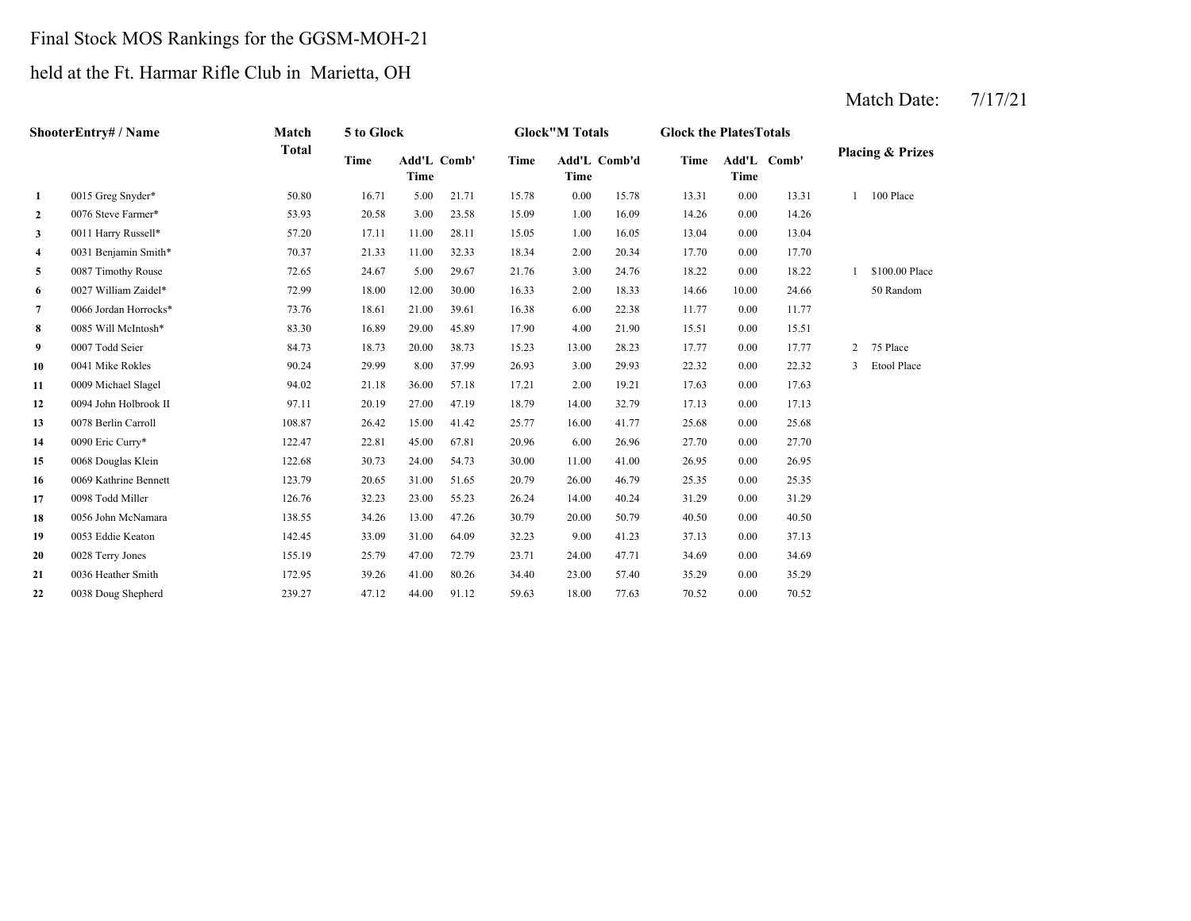Final Stock MOS Rankings for the GGSM-MOH-21

held at the Ft. Harmar Rifle Club in Marietta, OH

Match Date: 7/17/21

| Shooter | Entry# / Name | Match Total | 5 to Glock | | | Glock"M Totals | | | Glock the Plates Totals | | | Placing & Prizes | |
|---|---|---|---|---|---|---|---|---|---|---|---|---|---|
| | | | Time | Add'L Time | Comb' | Time | Add'L Time | Comb'd | Time | Add'L Time | Comb' | | |
| 1 | 0015 Greg Snyder* | 50.80 | 16.71 | 5.00 | 21.71 | 15.78 | 0.00 | 15.78 | 13.31 | 0.00 | 13.31 | 1 | 100 Place |
| 2 | 0076 Steve Farmer* | 53.93 | 20.58 | 3.00 | 23.58 | 15.09 | 1.00 | 16.09 | 14.26 | 0.00 | 14.26 | | |
| 3 | 0011 Harry Russell* | 57.20 | 17.11 | 11.00 | 28.11 | 15.05 | 1.00 | 16.05 | 13.04 | 0.00 | 13.04 | | |
| 4 | 0031 Benjamin Smith* | 70.37 | 21.33 | 11.00 | 32.33 | 18.34 | 2.00 | 20.34 | 17.70 | 0.00 | 17.70 | | |
| 5 | 0087 Timothy Rouse | 72.65 | 24.67 | 5.00 | 29.67 | 21.76 | 3.00 | 24.76 | 18.22 | 0.00 | 18.22 | 1 | $100.00 Place |
| 6 | 0027 William Zaidel* | 72.99 | 18.00 | 12.00 | 30.00 | 16.33 | 2.00 | 18.33 | 14.66 | 10.00 | 24.66 | | 50 Random |
| 7 | 0066 Jordan Horrocks* | 73.76 | 18.61 | 21.00 | 39.61 | 16.38 | 6.00 | 22.38 | 11.77 | 0.00 | 11.77 | | |
| 8 | 0085 Will McIntosh* | 83.30 | 16.89 | 29.00 | 45.89 | 17.90 | 4.00 | 21.90 | 15.51 | 0.00 | 15.51 | | |
| 9 | 0007 Todd Seier | 84.73 | 18.73 | 20.00 | 38.73 | 15.23 | 13.00 | 28.23 | 17.77 | 0.00 | 17.77 | 2 | 75 Place |
| 10 | 0041 Mike Rokles | 90.24 | 29.99 | 8.00 | 37.99 | 26.93 | 3.00 | 29.93 | 22.32 | 0.00 | 22.32 | 3 | Etool Place |
| 11 | 0009 Michael Slagel | 94.02 | 21.18 | 36.00 | 57.18 | 17.21 | 2.00 | 19.21 | 17.63 | 0.00 | 17.63 | | |
| 12 | 0094 John Holbrook II | 97.11 | 20.19 | 27.00 | 47.19 | 18.79 | 14.00 | 32.79 | 17.13 | 0.00 | 17.13 | | |
| 13 | 0078 Berlin Carroll | 108.87 | 26.42 | 15.00 | 41.42 | 25.77 | 16.00 | 41.77 | 25.68 | 0.00 | 25.68 | | |
| 14 | 0090 Eric Curry* | 122.47 | 22.81 | 45.00 | 67.81 | 20.96 | 6.00 | 26.96 | 27.70 | 0.00 | 27.70 | | |
| 15 | 0068 Douglas Klein | 122.68 | 30.73 | 24.00 | 54.73 | 30.00 | 11.00 | 41.00 | 26.95 | 0.00 | 26.95 | | |
| 16 | 0069 Kathrine Bennett | 123.79 | 20.65 | 31.00 | 51.65 | 20.79 | 26.00 | 46.79 | 25.35 | 0.00 | 25.35 | | |
| 17 | 0098 Todd Miller | 126.76 | 32.23 | 23.00 | 55.23 | 26.24 | 14.00 | 40.24 | 31.29 | 0.00 | 31.29 | | |
| 18 | 0056 John McNamara | 138.55 | 34.26 | 13.00 | 47.26 | 30.79 | 20.00 | 50.79 | 40.50 | 0.00 | 40.50 | | |
| 19 | 0053 Eddie Keaton | 142.45 | 33.09 | 31.00 | 64.09 | 32.23 | 9.00 | 41.23 | 37.13 | 0.00 | 37.13 | | |
| 20 | 0028 Terry Jones | 155.19 | 25.79 | 47.00 | 72.79 | 23.71 | 24.00 | 47.71 | 34.69 | 0.00 | 34.69 | | |
| 21 | 0036 Heather Smith | 172.95 | 39.26 | 41.00 | 80.26 | 34.40 | 23.00 | 57.40 | 35.29 | 0.00 | 35.29 | | |
| 22 | 0038 Doug Shepherd | 239.27 | 47.12 | 44.00 | 91.12 | 59.63 | 18.00 | 77.63 | 70.52 | 0.00 | 70.52 | | |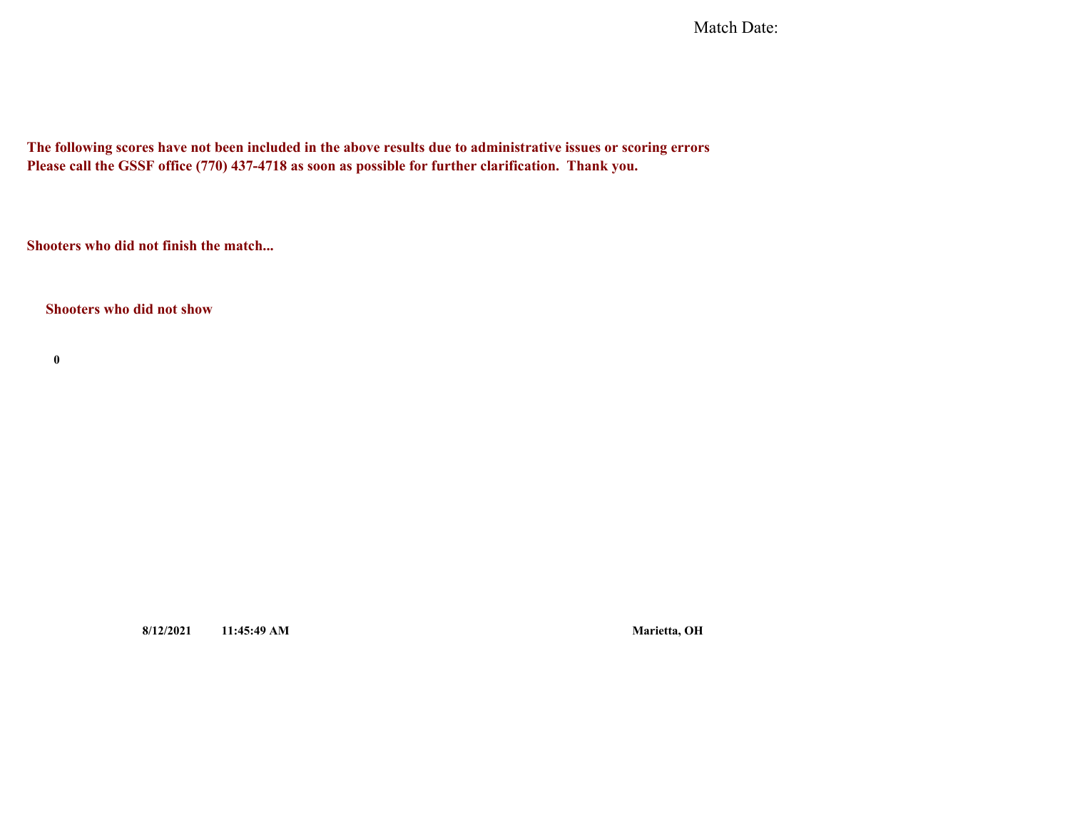Match Date:

**The following scores have not been included in the above results due to administrative issues or scoring errors**
**Please call the GSSF office (770) 437-4718 as soon as possible for further clarification. Thank you.**

**Shooters who did not finish the match...**

**Shooters who did not show**

**0**

**8/12/2021** **11:45:49 AM** **Marietta, OH**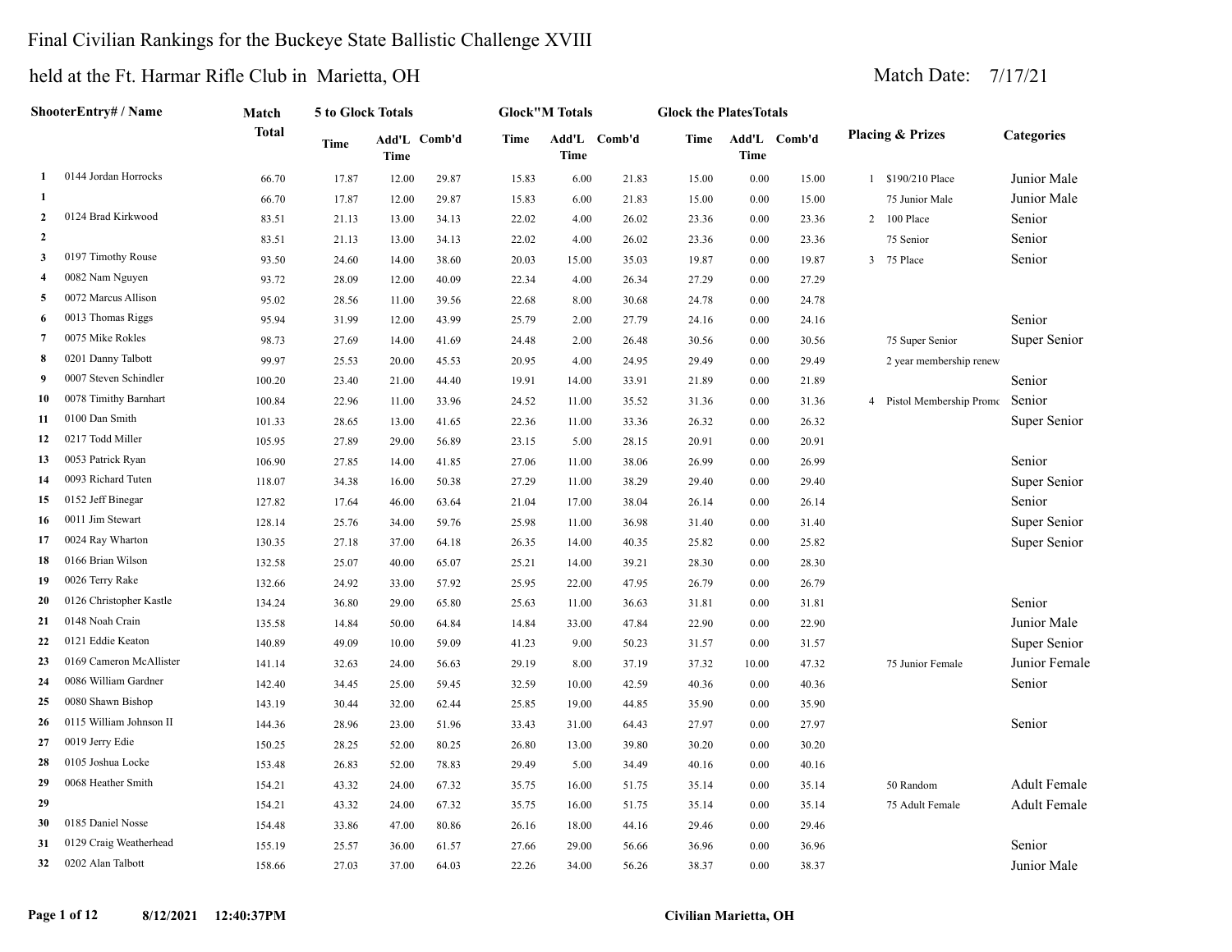# Final Civilian Rankings for the Buckeye State Ballistic Challenge XVIII

## held at the Ft. Harmar Rifle Club in Marietta, OH

Match Date: 7/17/21

| | ShooterEntry# / Name | Match Total | 5 to Glock Totals | | | Glock"M Totals | | | Glock the PlatesTotals | | | Placing & Prizes | Categories |
|---|---|---|---|---|---|---|---|---|---|---|---|---|---|
| | | | Time | Add'L Time | Comb'd | Time | Add'L Time | Comb'd | Time | Add'L Time | Comb'd | | |
| 1 | 0144 Jordan Horrocks | 66.70 | 17.87 | 12.00 | 29.87 | 15.83 | 6.00 | 21.83 | 15.00 | 0.00 | 15.00 | 1 $190/210 Place | Junior Male |
| 1 | | 66.70 | 17.87 | 12.00 | 29.87 | 15.83 | 6.00 | 21.83 | 15.00 | 0.00 | 15.00 | 75 Junior Male | Junior Male |
| 2 | 0124 Brad Kirkwood | 83.51 | 21.13 | 13.00 | 34.13 | 22.02 | 4.00 | 26.02 | 23.36 | 0.00 | 23.36 | 2 100 Place | Senior |
| 2 | | 83.51 | 21.13 | 13.00 | 34.13 | 22.02 | 4.00 | 26.02 | 23.36 | 0.00 | 23.36 | 75 Senior | Senior |
| 3 | 0197 Timothy Rouse | 93.50 | 24.60 | 14.00 | 38.60 | 20.03 | 15.00 | 35.03 | 19.87 | 0.00 | 19.87 | 3 75 Place | Senior |
| 4 | 0082 Nam Nguyen | 93.72 | 28.09 | 12.00 | 40.09 | 22.34 | 4.00 | 26.34 | 27.29 | 0.00 | 27.29 | | |
| 5 | 0072 Marcus Allison | 95.02 | 28.56 | 11.00 | 39.56 | 22.68 | 8.00 | 30.68 | 24.78 | 0.00 | 24.78 | | |
| 6 | 0013 Thomas Riggs | 95.94 | 31.99 | 12.00 | 43.99 | 25.79 | 2.00 | 27.79 | 24.16 | 0.00 | 24.16 | | Senior |
| 7 | 0075 Mike Rokles | 98.73 | 27.69 | 14.00 | 41.69 | 24.48 | 2.00 | 26.48 | 30.56 | 0.00 | 30.56 | 75 Super Senior | Super Senior |
| 8 | 0201 Danny Talbott | 99.97 | 25.53 | 20.00 | 45.53 | 20.95 | 4.00 | 24.95 | 29.49 | 0.00 | 29.49 | 2 year membership renew | |
| 9 | 0007 Steven Schindler | 100.20 | 23.40 | 21.00 | 44.40 | 19.91 | 14.00 | 33.91 | 21.89 | 0.00 | 21.89 | | Senior |
| 10 | 0078 Timothy Barnhart | 100.84 | 22.96 | 11.00 | 33.96 | 24.52 | 11.00 | 35.52 | 31.36 | 0.00 | 31.36 | 4 Pistol Membership Promo | Senior |
| 11 | 0100 Dan Smith | 101.33 | 28.65 | 13.00 | 41.65 | 22.36 | 11.00 | 33.36 | 26.32 | 0.00 | 26.32 | | Super Senior |
| 12 | 0217 Todd Miller | 105.95 | 27.89 | 29.00 | 56.89 | 23.15 | 5.00 | 28.15 | 20.91 | 0.00 | 20.91 | | |
| 13 | 0053 Patrick Ryan | 106.90 | 27.85 | 14.00 | 41.85 | 27.06 | 11.00 | 38.06 | 26.99 | 0.00 | 26.99 | | Senior |
| 14 | 0093 Richard Tuten | 118.07 | 34.38 | 16.00 | 50.38 | 27.29 | 11.00 | 38.29 | 29.40 | 0.00 | 29.40 | | Super Senior |
| 15 | 0152 Jeff Binegar | 127.82 | 17.64 | 46.00 | 63.64 | 21.04 | 17.00 | 38.04 | 26.14 | 0.00 | 26.14 | | Senior |
| 16 | 0011 Jim Stewart | 128.14 | 25.76 | 34.00 | 59.76 | 25.98 | 11.00 | 36.98 | 31.40 | 0.00 | 31.40 | | Super Senior |
| 17 | 0024 Ray Wharton | 130.35 | 27.18 | 37.00 | 64.18 | 26.35 | 14.00 | 40.35 | 25.82 | 0.00 | 25.82 | | Super Senior |
| 18 | 0166 Brian Wilson | 132.58 | 25.07 | 40.00 | 65.07 | 25.21 | 14.00 | 39.21 | 28.30 | 0.00 | 28.30 | | |
| 19 | 0026 Terry Rake | 132.66 | 24.92 | 33.00 | 57.92 | 25.95 | 22.00 | 47.95 | 26.79 | 0.00 | 26.79 | | |
| 20 | 0126 Christopher Kastle | 134.24 | 36.80 | 29.00 | 65.80 | 25.63 | 11.00 | 36.63 | 31.81 | 0.00 | 31.81 | | Senior |
| 21 | 0148 Noah Crain | 135.58 | 14.84 | 50.00 | 64.84 | 14.84 | 33.00 | 47.84 | 22.90 | 0.00 | 22.90 | | Junior Male |
| 22 | 0121 Eddie Keaton | 140.89 | 49.09 | 10.00 | 59.09 | 41.23 | 9.00 | 50.23 | 31.57 | 0.00 | 31.57 | | Super Senior |
| 23 | 0169 Cameron McAllister | 141.14 | 32.63 | 24.00 | 56.63 | 29.19 | 8.00 | 37.19 | 37.32 | 10.00 | 47.32 | 75 Junior Female | Junior Female |
| 24 | 0086 William Gardner | 142.40 | 34.45 | 25.00 | 59.45 | 32.59 | 10.00 | 42.59 | 40.36 | 0.00 | 40.36 | | Senior |
| 25 | 0080 Shawn Bishop | 143.19 | 30.44 | 32.00 | 62.44 | 25.85 | 19.00 | 44.85 | 35.90 | 0.00 | 35.90 | | |
| 26 | 0115 William Johnson II | 144.36 | 28.96 | 23.00 | 51.96 | 33.43 | 31.00 | 64.43 | 27.97 | 0.00 | 27.97 | | Senior |
| 27 | 0019 Jerry Edie | 150.25 | 28.25 | 52.00 | 80.25 | 26.80 | 13.00 | 39.80 | 30.20 | 0.00 | 30.20 | | |
| 28 | 0105 Joshua Locke | 153.48 | 26.83 | 52.00 | 78.83 | 29.49 | 5.00 | 34.49 | 40.16 | 0.00 | 40.16 | | |
| 29 | 0068 Heather Smith | 154.21 | 43.32 | 24.00 | 67.32 | 35.75 | 16.00 | 51.75 | 35.14 | 0.00 | 35.14 | 50 Random | Adult Female |
| 29 | | 154.21 | 43.32 | 24.00 | 67.32 | 35.75 | 16.00 | 51.75 | 35.14 | 0.00 | 35.14 | 75 Adult Female | Adult Female |
| 30 | 0185 Daniel Nosse | 154.48 | 33.86 | 47.00 | 80.86 | 26.16 | 18.00 | 44.16 | 29.46 | 0.00 | 29.46 | | |
| 31 | 0129 Craig Weatherhead | 155.19 | 25.57 | 36.00 | 61.57 | 27.66 | 29.00 | 56.66 | 36.96 | 0.00 | 36.96 | | Senior |
| 32 | 0202 Alan Talbott | 158.66 | 27.03 | 37.00 | 64.03 | 22.26 | 34.00 | 56.26 | 38.37 | 0.00 | 38.37 | | Junior Male |

8/12/2021 12:40:37PM

Civilian Marietta, OH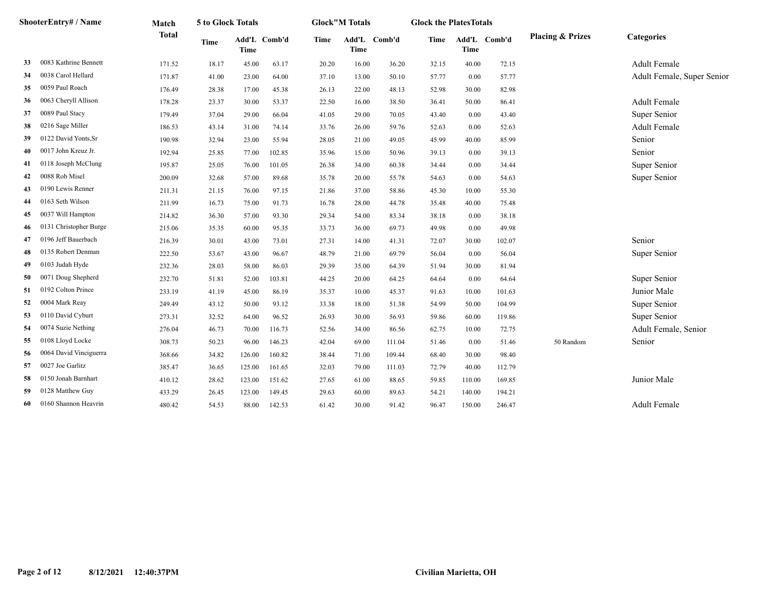| | ShooterEntry# / Name | Match Total | 5 to Glock Totals | | | Glock"M Totals | | | Glock the PlatesTotals | | | Placing & Prizes | Categories |
|---|---|---|---|---|---|---|---|---|---|---|---|---|---|
| | | | Time | Add'L Time | Comb'd | Time | Add'L Time | Comb'd | Time | Add'L Time | Comb'd | | |
| 33 | 0083 Kathrine Bennett | 171.52 | 18.17 | 45.00 | 63.17 | 20.20 | 16.00 | 36.20 | 32.15 | 40.00 | 72.15 | | Adult Female |
| 34 | 0038 Carol Hellard | 171.87 | 41.00 | 23.00 | 64.00 | 37.10 | 13.00 | 50.10 | 57.77 | 0.00 | 57.77 | | Adult Female, Super Senior |
| 35 | 0059 Paul Roach | 176.49 | 28.38 | 17.00 | 45.38 | 26.13 | 22.00 | 48.13 | 52.98 | 30.00 | 82.98 | | |
| 36 | 0063 Cheryll Allison | 178.28 | 23.37 | 30.00 | 53.37 | 22.50 | 16.00 | 38.50 | 36.41 | 50.00 | 86.41 | | Adult Female |
| 37 | 0089 Paul Stacy | 179.49 | 37.04 | 29.00 | 66.04 | 41.05 | 29.00 | 70.05 | 43.40 | 0.00 | 43.40 | | Super Senior |
| 38 | 0216 Sage Miller | 186.53 | 43.14 | 31.00 | 74.14 | 33.76 | 26.00 | 59.76 | 52.63 | 0.00 | 52.63 | | Adult Female |
| 39 | 0122 David Yonts,Sr | 190.98 | 32.94 | 23.00 | 55.94 | 28.05 | 21.00 | 49.05 | 45.99 | 40.00 | 85.99 | | Senior |
| 40 | 0017 John Kreuz Jr. | 192.94 | 25.85 | 77.00 | 102.85 | 35.96 | 15.00 | 50.96 | 39.13 | 0.00 | 39.13 | | Senior |
| 41 | 0118 Joseph McClung | 195.87 | 25.05 | 76.00 | 101.05 | 26.38 | 34.00 | 60.38 | 34.44 | 0.00 | 34.44 | | Super Senior |
| 42 | 0088 Rob Misel | 200.09 | 32.68 | 57.00 | 89.68 | 35.78 | 20.00 | 55.78 | 54.63 | 0.00 | 54.63 | | Super Senior |
| 43 | 0190 Lewis Renner | 211.31 | 21.15 | 76.00 | 97.15 | 21.86 | 37.00 | 58.86 | 45.30 | 10.00 | 55.30 | | |
| 44 | 0163 Seth Wilson | 211.99 | 16.73 | 75.00 | 91.73 | 16.78 | 28.00 | 44.78 | 35.48 | 40.00 | 75.48 | | |
| 45 | 0037 Will Hampton | 214.82 | 36.30 | 57.00 | 93.30 | 29.34 | 54.00 | 83.34 | 38.18 | 0.00 | 38.18 | | |
| 46 | 0131 Christopher Burge | 215.06 | 35.35 | 60.00 | 95.35 | 33.73 | 36.00 | 69.73 | 49.98 | 0.00 | 49.98 | | |
| 47 | 0196 Jeff Bauerbach | 216.39 | 30.01 | 43.00 | 73.01 | 27.31 | 14.00 | 41.31 | 72.07 | 30.00 | 102.07 | | Senior |
| 48 | 0135 Robert Denman | 222.50 | 53.67 | 43.00 | 96.67 | 48.79 | 21.00 | 69.79 | 56.04 | 0.00 | 56.04 | | Super Senior |
| 49 | 0103 Judah Hyde | 232.36 | 28.03 | 58.00 | 86.03 | 29.39 | 35.00 | 64.39 | 51.94 | 30.00 | 81.94 | | |
| 50 | 0071 Doug Shepherd | 232.70 | 51.81 | 52.00 | 103.81 | 44.25 | 20.00 | 64.25 | 64.64 | 0.00 | 64.64 | | Super Senior |
| 51 | 0192 Colton Prince | 233.19 | 41.19 | 45.00 | 86.19 | 35.37 | 10.00 | 45.37 | 91.63 | 10.00 | 101.63 | | Junior Male |
| 52 | 0004 Mark Reay | 249.49 | 43.12 | 50.00 | 93.12 | 33.38 | 18.00 | 51.38 | 54.99 | 50.00 | 104.99 | | Super Senior |
| 53 | 0110 David Cyburt | 273.31 | 32.52 | 64.00 | 96.52 | 26.93 | 30.00 | 56.93 | 59.86 | 60.00 | 119.86 | | Super Senior |
| 54 | 0074 Suzie Nething | 276.04 | 46.73 | 70.00 | 116.73 | 52.56 | 34.00 | 86.56 | 62.75 | 10.00 | 72.75 | | Adult Female, Senior |
| 55 | 0108 Lloyd Locke | 308.73 | 50.23 | 96.00 | 146.23 | 42.04 | 69.00 | 111.04 | 51.46 | 0.00 | 51.46 | 50 Random | Senior |
| 56 | 0064 David Vinciguerra | 368.66 | 34.82 | 126.00 | 160.82 | 38.44 | 71.00 | 109.44 | 68.40 | 30.00 | 98.40 | | |
| 57 | 0027 Joe Garlitz | 385.47 | 36.65 | 125.00 | 161.65 | 32.03 | 79.00 | 111.03 | 72.79 | 40.00 | 112.79 | | |
| 58 | 0150 Jonah Barnhart | 410.12 | 28.62 | 123.00 | 151.62 | 27.65 | 61.00 | 88.65 | 59.85 | 110.00 | 169.85 | | Junior Male |
| 59 | 0128 Matthew Guy | 433.29 | 26.45 | 123.00 | 149.45 | 29.63 | 60.00 | 89.63 | 54.21 | 140.00 | 194.21 | | |
| 60 | 0160 Shannon Heavrin | 480.42 | 54.53 | 88.00 | 142.53 | 61.42 | 30.00 | 91.42 | 96.47 | 150.00 | 246.47 | | Adult Female |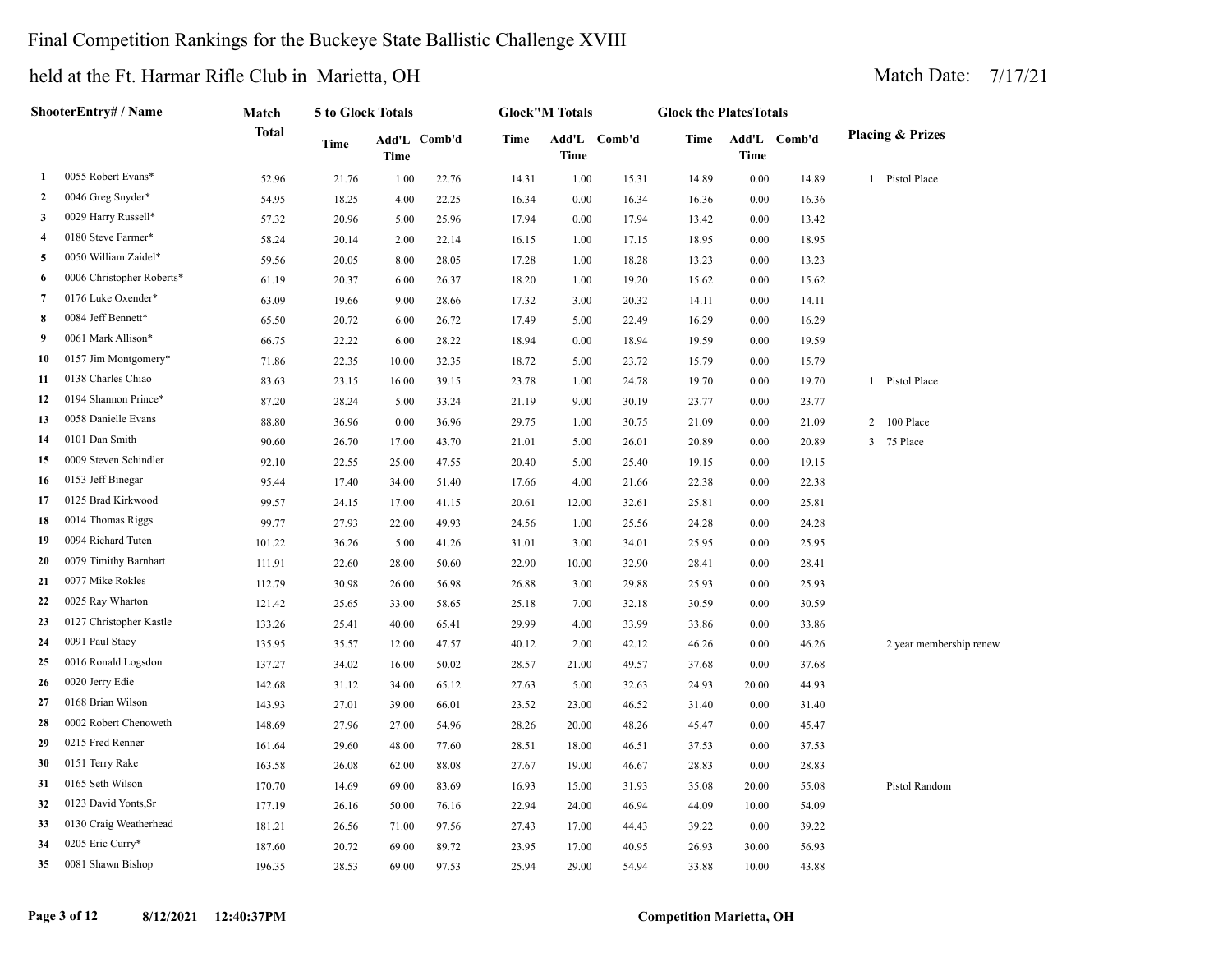# Final Competition Rankings for the Buckeye State Ballistic Challenge XVIII

## held at the Ft. Harmar Rifle Club in Marietta, OH

Match Date: 7/17/21

| | ShooterEntry# / Name | Match Total | 5 to Glock Totals | | | Glock"M Totals | | | Glock the PlatesTotals | | | Placing & Prizes |
|---|---|---|---|---|---|---|---|---|---|---|---|---|
| | | | Time | Add'L Time | Comb'd | Time | Add'L Time | Comb'd | Time | Add'L Time | Comb'd | |
| 1 | 0055 Robert Evans* | 52.96 | 21.76 | 1.00 | 22.76 | 14.31 | 1.00 | 15.31 | 14.89 | 0.00 | 14.89 | 1 Pistol Place |
| 2 | 0046 Greg Snyder* | 54.95 | 18.25 | 4.00 | 22.25 | 16.34 | 0.00 | 16.34 | 16.36 | 0.00 | 16.36 | |
| 3 | 0029 Harry Russell* | 57.32 | 20.96 | 5.00 | 25.96 | 17.94 | 0.00 | 17.94 | 13.42 | 0.00 | 13.42 | |
| 4 | 0180 Steve Farmer* | 58.24 | 20.14 | 2.00 | 22.14 | 16.15 | 1.00 | 17.15 | 18.95 | 0.00 | 18.95 | |
| 5 | 0050 William Zaidel* | 59.56 | 20.05 | 8.00 | 28.05 | 17.28 | 1.00 | 18.28 | 13.23 | 0.00 | 13.23 | |
| 6 | 0006 Christopher Roberts* | 61.19 | 20.37 | 6.00 | 26.37 | 18.20 | 1.00 | 19.20 | 15.62 | 0.00 | 15.62 | |
| 7 | 0176 Luke Oxender* | 63.09 | 19.66 | 9.00 | 28.66 | 17.32 | 3.00 | 20.32 | 14.11 | 0.00 | 14.11 | |
| 8 | 0084 Jeff Bennett* | 65.50 | 20.72 | 6.00 | 26.72 | 17.49 | 5.00 | 22.49 | 16.29 | 0.00 | 16.29 | |
| 9 | 0061 Mark Allison* | 66.75 | 22.22 | 6.00 | 28.22 | 18.94 | 0.00 | 18.94 | 19.59 | 0.00 | 19.59 | |
| 10 | 0157 Jim Montgomery* | 71.86 | 22.35 | 10.00 | 32.35 | 18.72 | 5.00 | 23.72 | 15.79 | 0.00 | 15.79 | |
| 11 | 0138 Charles Chiao | 83.63 | 23.15 | 16.00 | 39.15 | 23.78 | 1.00 | 24.78 | 19.70 | 0.00 | 19.70 | 1 Pistol Place |
| 12 | 0194 Shannon Prince* | 87.20 | 28.24 | 5.00 | 33.24 | 21.19 | 9.00 | 30.19 | 23.77 | 0.00 | 23.77 | |
| 13 | 0058 Danielle Evans | 88.80 | 36.96 | 0.00 | 36.96 | 29.75 | 1.00 | 30.75 | 21.09 | 0.00 | 21.09 | 2 100 Place |
| 14 | 0101 Dan Smith | 90.60 | 26.70 | 17.00 | 43.70 | 21.01 | 5.00 | 26.01 | 20.89 | 0.00 | 20.89 | 3 75 Place |
| 15 | 0009 Steven Schindler | 92.10 | 22.55 | 25.00 | 47.55 | 20.40 | 5.00 | 25.40 | 19.15 | 0.00 | 19.15 | |
| 16 | 0153 Jeff Binegar | 95.44 | 17.40 | 34.00 | 51.40 | 17.66 | 4.00 | 21.66 | 22.38 | 0.00 | 22.38 | |
| 17 | 0125 Brad Kirkwood | 99.57 | 24.15 | 17.00 | 41.15 | 20.61 | 12.00 | 32.61 | 25.81 | 0.00 | 25.81 | |
| 18 | 0014 Thomas Riggs | 99.77 | 27.93 | 22.00 | 49.93 | 24.56 | 1.00 | 25.56 | 24.28 | 0.00 | 24.28 | |
| 19 | 0094 Richard Tuten | 101.22 | 36.26 | 5.00 | 41.26 | 31.01 | 3.00 | 34.01 | 25.95 | 0.00 | 25.95 | |
| 20 | 0079 Timithy Barnhart | 111.91 | 22.60 | 28.00 | 50.60 | 22.90 | 10.00 | 32.90 | 28.41 | 0.00 | 28.41 | |
| 21 | 0077 Mike Rokles | 112.79 | 30.98 | 26.00 | 56.98 | 26.88 | 3.00 | 29.88 | 25.93 | 0.00 | 25.93 | |
| 22 | 0025 Ray Wharton | 121.42 | 25.65 | 33.00 | 58.65 | 25.18 | 7.00 | 32.18 | 30.59 | 0.00 | 30.59 | |
| 23 | 0127 Christopher Kastle | 133.26 | 25.41 | 40.00 | 65.41 | 29.99 | 4.00 | 33.99 | 33.86 | 0.00 | 33.86 | |
| 24 | 0091 Paul Stacy | 135.95 | 35.57 | 12.00 | 47.57 | 40.12 | 2.00 | 42.12 | 46.26 | 0.00 | 46.26 | 2 year membership renew |
| 25 | 0016 Ronald Logsdon | 137.27 | 34.02 | 16.00 | 50.02 | 28.57 | 21.00 | 49.57 | 37.68 | 0.00 | 37.68 | |
| 26 | 0020 Jerry Edie | 142.68 | 31.12 | 34.00 | 65.12 | 27.63 | 5.00 | 32.63 | 24.93 | 20.00 | 44.93 | |
| 27 | 0168 Brian Wilson | 143.93 | 27.01 | 39.00 | 66.01 | 23.52 | 23.00 | 46.52 | 31.40 | 0.00 | 31.40 | |
| 28 | 0002 Robert Chenoweth | 148.69 | 27.96 | 27.00 | 54.96 | 28.26 | 20.00 | 48.26 | 45.47 | 0.00 | 45.47 | |
| 29 | 0215 Fred Renner | 161.64 | 29.60 | 48.00 | 77.60 | 28.51 | 18.00 | 46.51 | 37.53 | 0.00 | 37.53 | |
| 30 | 0151 Terry Rake | 163.58 | 26.08 | 62.00 | 88.08 | 27.67 | 19.00 | 46.67 | 28.83 | 0.00 | 28.83 | |
| 31 | 0165 Seth Wilson | 170.70 | 14.69 | 69.00 | 83.69 | 16.93 | 15.00 | 31.93 | 35.08 | 20.00 | 55.08 | Pistol Random |
| 32 | 0123 David Yonts,Sr | 177.19 | 26.16 | 50.00 | 76.16 | 22.94 | 24.00 | 46.94 | 44.09 | 10.00 | 54.09 | |
| 33 | 0130 Craig Weatherhead | 181.21 | 26.56 | 71.00 | 97.56 | 27.43 | 17.00 | 44.43 | 39.22 | 0.00 | 39.22 | |
| 34 | 0205 Eric Curry* | 187.60 | 20.72 | 69.00 | 89.72 | 23.95 | 17.00 | 40.95 | 26.93 | 30.00 | 56.93 | |
| 35 | 0081 Shawn Bishop | 196.35 | 28.53 | 69.00 | 97.53 | 25.94 | 29.00 | 54.94 | 33.88 | 10.00 | 43.88 | |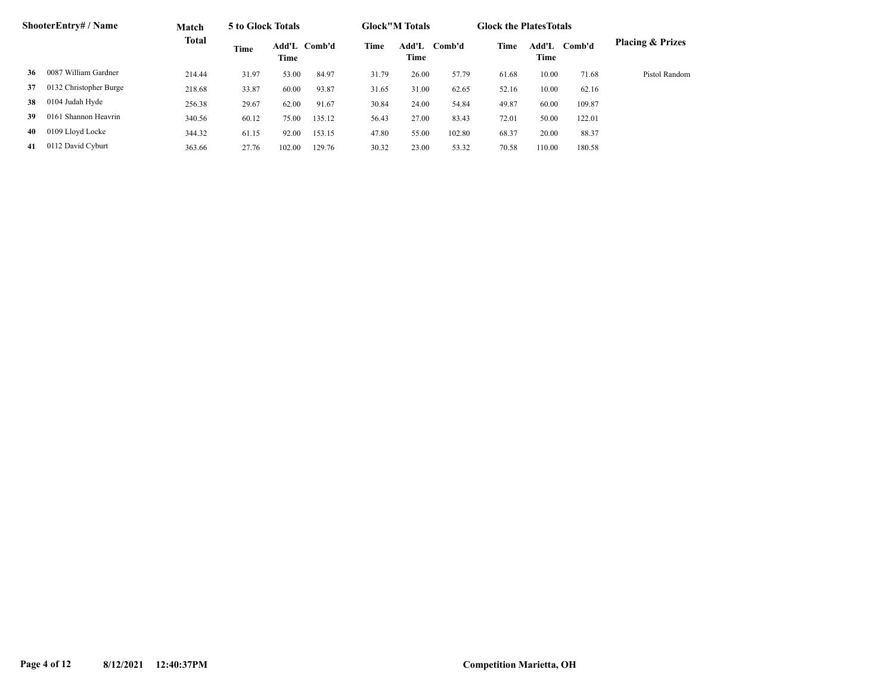| | ShooterEntry# / Name | Match Total | 5 to Glock Totals | | | Glock"M Totals | | | Glock the Plates Totals | | | Placing & Prizes |
|---|---|---|---|---|---|---|---|---|---|---|---|---|
| | | | Time | Add'L Time | Comb'd | Time | Add'L Time | Comb'd | Time | Add'L Time | Comb'd | |
| 36 | 0087 William Gardner | 214.44 | 31.97 | 53.00 | 84.97 | 31.79 | 26.00 | 57.79 | 61.68 | 10.00 | 71.68 | Pistol Random |
| 37 | 0132 Christopher Burge | 218.68 | 33.87 | 60.00 | 93.87 | 31.65 | 31.00 | 62.65 | 52.16 | 10.00 | 62.16 | |
| 38 | 0104 Judah Hyde | 256.38 | 29.67 | 62.00 | 91.67 | 30.84 | 24.00 | 54.84 | 49.87 | 60.00 | 109.87 | |
| 39 | 0161 Shannon Heavrin | 340.56 | 60.12 | 75.00 | 135.12 | 56.43 | 27.00 | 83.43 | 72.01 | 50.00 | 122.01 | |
| 40 | 0109 Lloyd Locke | 344.32 | 61.15 | 92.00 | 153.15 | 47.80 | 55.00 | 102.80 | 68.37 | 20.00 | 88.37 | |
| 41 | 0112 David Cyburt | 363.66 | 27.76 | 102.00 | 129.76 | 30.32 | 23.00 | 53.32 | 70.58 | 110.00 | 180.58 | |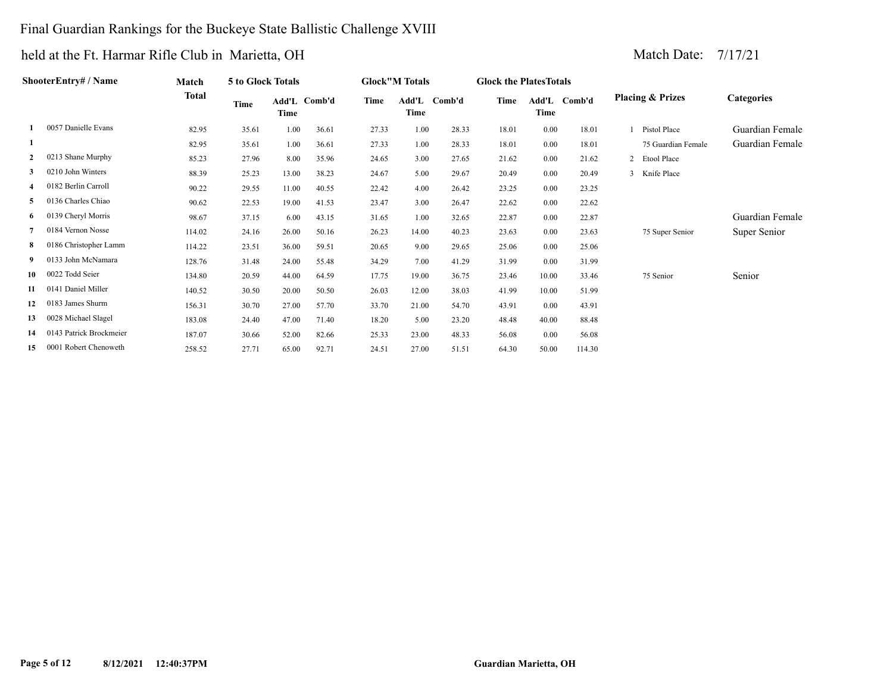# Final Guardian Rankings for the Buckeye State Ballistic Challenge XVIII

## held at the Ft. Harmar Rifle Club in Marietta, OH

Match Date: 7/17/21

| | ShooterEntry# / Name | Match Total | 5 to Glock Totals | | | Glock"M Totals | | | Glock the PlatesTotals | | | Placing & Prizes | Categories |
|---|---|---|---|---|---|---|---|---|---|---|---|---|---|
| | | | Time | Add'L Time | Comb'd | Time | Add'L Time | Comb'd | Time | Add'L Time | Comb'd | | |
| 1 | 0057 Danielle Evans | 82.95 | 35.61 | 1.00 | 36.61 | 27.33 | 1.00 | 28.33 | 18.01 | 0.00 | 18.01 | 1 Pistol Place | Guardian Female |
| 1 | | 82.95 | 35.61 | 1.00 | 36.61 | 27.33 | 1.00 | 28.33 | 18.01 | 0.00 | 18.01 | 75 Guardian Female | Guardian Female |
| 2 | 0213 Shane Murphy | 85.23 | 27.96 | 8.00 | 35.96 | 24.65 | 3.00 | 27.65 | 21.62 | 0.00 | 21.62 | 2 Etool Place | |
| 3 | 0210 John Winters | 88.39 | 25.23 | 13.00 | 38.23 | 24.67 | 5.00 | 29.67 | 20.49 | 0.00 | 20.49 | 3 Knife Place | |
| 4 | 0182 Berlin Carroll | 90.22 | 29.55 | 11.00 | 40.55 | 22.42 | 4.00 | 26.42 | 23.25 | 0.00 | 23.25 | | |
| 5 | 0136 Charles Chiao | 90.62 | 22.53 | 19.00 | 41.53 | 23.47 | 3.00 | 26.47 | 22.62 | 0.00 | 22.62 | | |
| 6 | 0139 Cheryl Morris | 98.67 | 37.15 | 6.00 | 43.15 | 31.65 | 1.00 | 32.65 | 22.87 | 0.00 | 22.87 | | Guardian Female |
| 7 | 0184 Vernon Nosse | 114.02 | 24.16 | 26.00 | 50.16 | 26.23 | 14.00 | 40.23 | 23.63 | 0.00 | 23.63 | 75 Super Senior | Super Senior |
| 8 | 0186 Christopher Lamm | 114.22 | 23.51 | 36.00 | 59.51 | 20.65 | 9.00 | 29.65 | 25.06 | 0.00 | 25.06 | | |
| 9 | 0133 John McNamara | 128.76 | 31.48 | 24.00 | 55.48 | 34.29 | 7.00 | 41.29 | 31.99 | 0.00 | 31.99 | | |
| 10 | 0022 Todd Seier | 134.80 | 20.59 | 44.00 | 64.59 | 17.75 | 19.00 | 36.75 | 23.46 | 10.00 | 33.46 | 75 Senior | Senior |
| 11 | 0141 Daniel Miller | 140.52 | 30.50 | 20.00 | 50.50 | 26.03 | 12.00 | 38.03 | 41.99 | 10.00 | 51.99 | | |
| 12 | 0183 James Shurm | 156.31 | 30.70 | 27.00 | 57.70 | 33.70 | 21.00 | 54.70 | 43.91 | 0.00 | 43.91 | | |
| 13 | 0028 Michael Slagel | 183.08 | 24.40 | 47.00 | 71.40 | 18.20 | 5.00 | 23.20 | 48.48 | 40.00 | 88.48 | | |
| 14 | 0143 Patrick Brockmeier | 187.07 | 30.66 | 52.00 | 82.66 | 25.33 | 23.00 | 48.33 | 56.08 | 0.00 | 56.08 | | |
| 15 | 0001 Robert Chenoweth | 258.52 | 27.71 | 65.00 | 92.71 | 24.51 | 27.00 | 51.51 | 64.30 | 50.00 | 114.30 | | |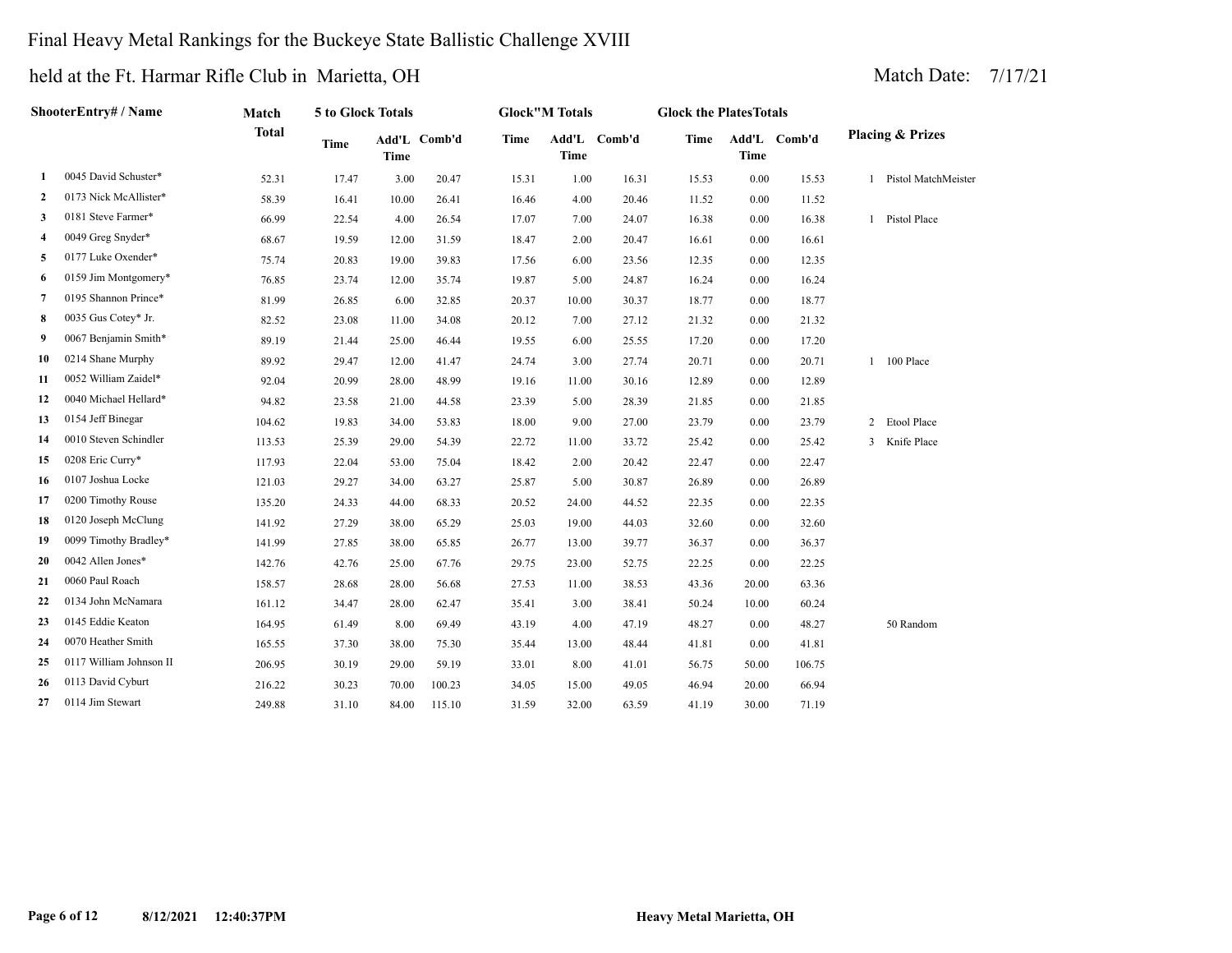Final Heavy Metal Rankings for the Buckeye State Ballistic Challenge XVIII

held at the Ft. Harmar Rifle Club in Marietta, OH

Match Date: 7/17/21

| | ShooterEntry# / Name | Match Total | 5 to Glock Totals | | | Glock"M Totals | | | Glock the PlatesTotals | | | Placing & Prizes |
|---|---|---|---|---|---|---|---|---|---|---|---|---|
| | | | Time | Add'L Time | Comb'd | Time | Add'L Time | Comb'd | Time | Add'L Time | Comb'd | |
| 1 | 0045 David Schuster* | 52.31 | 17.47 | 3.00 | 20.47 | 15.31 | 1.00 | 16.31 | 15.53 | 0.00 | 15.53 | 1 Pistol MatchMeister |
| 2 | 0173 Nick McAllister* | 58.39 | 16.41 | 10.00 | 26.41 | 16.46 | 4.00 | 20.46 | 11.52 | 0.00 | 11.52 | |
| 3 | 0181 Steve Farmer* | 66.99 | 22.54 | 4.00 | 26.54 | 17.07 | 7.00 | 24.07 | 16.38 | 0.00 | 16.38 | 1 Pistol Place |
| 4 | 0049 Greg Snyder* | 68.67 | 19.59 | 12.00 | 31.59 | 18.47 | 2.00 | 20.47 | 16.61 | 0.00 | 16.61 | |
| 5 | 0177 Luke Oxender* | 75.74 | 20.83 | 19.00 | 39.83 | 17.56 | 6.00 | 23.56 | 12.35 | 0.00 | 12.35 | |
| 6 | 0159 Jim Montgomery* | 76.85 | 23.74 | 12.00 | 35.74 | 19.87 | 5.00 | 24.87 | 16.24 | 0.00 | 16.24 | |
| 7 | 0195 Shannon Prince* | 81.99 | 26.85 | 6.00 | 32.85 | 20.37 | 10.00 | 30.37 | 18.77 | 0.00 | 18.77 | |
| 8 | 0035 Gus Cotey* Jr. | 82.52 | 23.08 | 11.00 | 34.08 | 20.12 | 7.00 | 27.12 | 21.32 | 0.00 | 21.32 | |
| 9 | 0067 Benjamin Smith* | 89.19 | 21.44 | 25.00 | 46.44 | 19.55 | 6.00 | 25.55 | 17.20 | 0.00 | 17.20 | |
| 10 | 0214 Shane Murphy | 89.92 | 29.47 | 12.00 | 41.47 | 24.74 | 3.00 | 27.74 | 20.71 | 0.00 | 20.71 | 1 100 Place |
| 11 | 0052 William Zaidel* | 92.04 | 20.99 | 28.00 | 48.99 | 19.16 | 11.00 | 30.16 | 12.89 | 0.00 | 12.89 | |
| 12 | 0040 Michael Hellard* | 94.82 | 23.58 | 21.00 | 44.58 | 23.39 | 5.00 | 28.39 | 21.85 | 0.00 | 21.85 | |
| 13 | 0154 Jeff Binegar | 104.62 | 19.83 | 34.00 | 53.83 | 18.00 | 9.00 | 27.00 | 23.79 | 0.00 | 23.79 | 2 Etool Place |
| 14 | 0010 Steven Schindler | 113.53 | 25.39 | 29.00 | 54.39 | 22.72 | 11.00 | 33.72 | 25.42 | 0.00 | 25.42 | 3 Knife Place |
| 15 | 0208 Eric Curry* | 117.93 | 22.04 | 53.00 | 75.04 | 18.42 | 2.00 | 20.42 | 22.47 | 0.00 | 22.47 | |
| 16 | 0107 Joshua Locke | 121.03 | 29.27 | 34.00 | 63.27 | 25.87 | 5.00 | 30.87 | 26.89 | 0.00 | 26.89 | |
| 17 | 0200 Timothy Rouse | 135.20 | 24.33 | 44.00 | 68.33 | 20.52 | 24.00 | 44.52 | 22.35 | 0.00 | 22.35 | |
| 18 | 0120 Joseph McClung | 141.92 | 27.29 | 38.00 | 65.29 | 25.03 | 19.00 | 44.03 | 32.60 | 0.00 | 32.60 | |
| 19 | 0099 Timothy Bradley* | 141.99 | 27.85 | 38.00 | 65.85 | 26.77 | 13.00 | 39.77 | 36.37 | 0.00 | 36.37 | |
| 20 | 0042 Allen Jones* | 142.76 | 42.76 | 25.00 | 67.76 | 29.75 | 23.00 | 52.75 | 22.25 | 0.00 | 22.25 | |
| 21 | 0060 Paul Roach | 158.57 | 28.68 | 28.00 | 56.68 | 27.53 | 11.00 | 38.53 | 43.36 | 20.00 | 63.36 | |
| 22 | 0134 John McNamara | 161.12 | 34.47 | 28.00 | 62.47 | 35.41 | 3.00 | 38.41 | 50.24 | 10.00 | 60.24 | |
| 23 | 0145 Eddie Keaton | 164.95 | 61.49 | 8.00 | 69.49 | 43.19 | 4.00 | 47.19 | 48.27 | 0.00 | 48.27 | 50 Random |
| 24 | 0070 Heather Smith | 165.55 | 37.30 | 38.00 | 75.30 | 35.44 | 13.00 | 48.44 | 41.81 | 0.00 | 41.81 | |
| 25 | 0117 William Johnson II | 206.95 | 30.19 | 29.00 | 59.19 | 33.01 | 8.00 | 41.01 | 56.75 | 50.00 | 106.75 | |
| 26 | 0113 David Cyburt | 216.22 | 30.23 | 70.00 | 100.23 | 34.05 | 15.00 | 49.05 | 46.94 | 20.00 | 66.94 | |
| 27 | 0114 Jim Stewart | 249.88 | 31.10 | 84.00 | 115.10 | 31.59 | 32.00 | 63.59 | 41.19 | 30.00 | 71.19 | |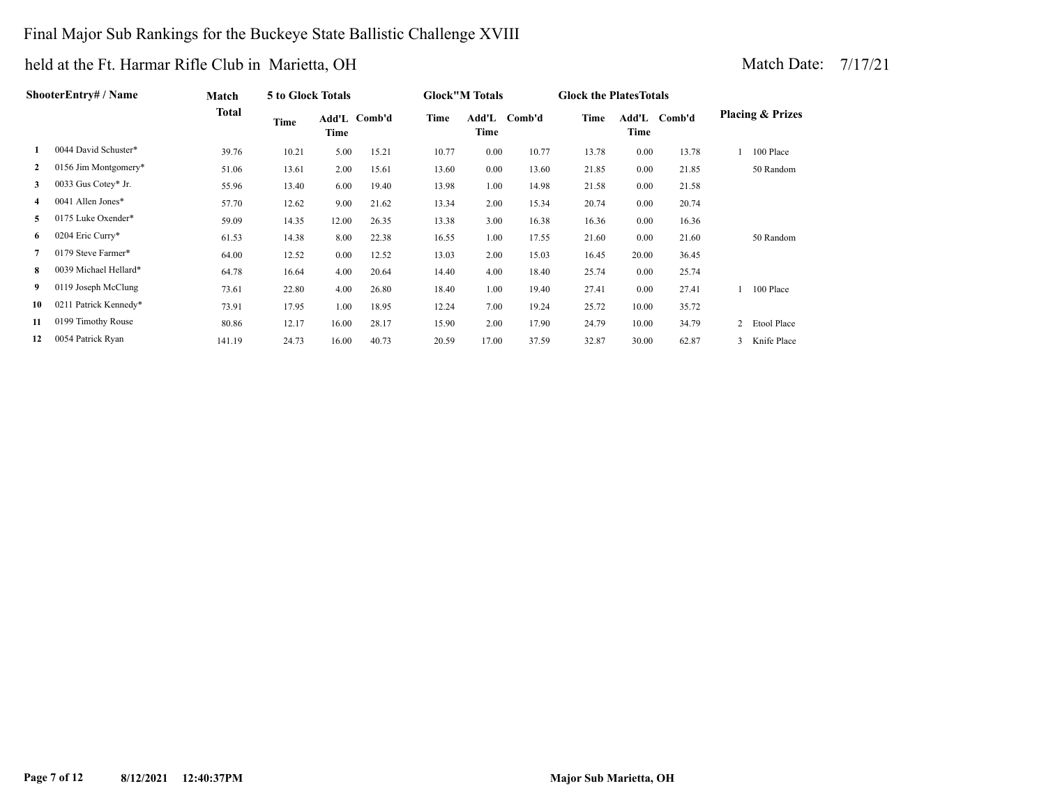# Final Major Sub Rankings for the Buckeye State Ballistic Challenge XVIII

## held at the Ft. Harmar Rifle Club in Marietta, OH

Match Date: 7/17/21

| | ShooterEntry# / Name | Match Total | 5 to Glock Totals | | | Glock"M Totals | | | Glock the PlatesTotals | | | Placing & Prizes | |
|---|---|---|---|---|---|---|---|---|---|---|---|---|---|
| | | | Time | Add'L Time | Comb'd | Time | Add'L Time | Comb'd | Time | Add'L Time | Comb'd | | |
| 1 | 0044 David Schuster* | 39.76 | 10.21 | 5.00 | 15.21 | 10.77 | 0.00 | 10.77 | 13.78 | 0.00 | 13.78 | 1 | 100 Place |
| 2 | 0156 Jim Montgomery* | 51.06 | 13.61 | 2.00 | 15.61 | 13.60 | 0.00 | 13.60 | 21.85 | 0.00 | 21.85 | | 50 Random |
| 3 | 0033 Gus Cotey* Jr. | 55.96 | 13.40 | 6.00 | 19.40 | 13.98 | 1.00 | 14.98 | 21.58 | 0.00 | 21.58 | | |
| 4 | 0041 Allen Jones* | 57.70 | 12.62 | 9.00 | 21.62 | 13.34 | 2.00 | 15.34 | 20.74 | 0.00 | 20.74 | | |
| 5 | 0175 Luke Oxender* | 59.09 | 14.35 | 12.00 | 26.35 | 13.38 | 3.00 | 16.38 | 16.36 | 0.00 | 16.36 | | |
| 6 | 0204 Eric Curry* | 61.53 | 14.38 | 8.00 | 22.38 | 16.55 | 1.00 | 17.55 | 21.60 | 0.00 | 21.60 | | 50 Random |
| 7 | 0179 Steve Farmer* | 64.00 | 12.52 | 0.00 | 12.52 | 13.03 | 2.00 | 15.03 | 16.45 | 20.00 | 36.45 | | |
| 8 | 0039 Michael Hellard* | 64.78 | 16.64 | 4.00 | 20.64 | 14.40 | 4.00 | 18.40 | 25.74 | 0.00 | 25.74 | | |
| 9 | 0119 Joseph McClung | 73.61 | 22.80 | 4.00 | 26.80 | 18.40 | 1.00 | 19.40 | 27.41 | 0.00 | 27.41 | 1 | 100 Place |
| 10 | 0211 Patrick Kennedy* | 73.91 | 17.95 | 1.00 | 18.95 | 12.24 | 7.00 | 19.24 | 25.72 | 10.00 | 35.72 | | |
| 11 | 0199 Timothy Rouse | 80.86 | 12.17 | 16.00 | 28.17 | 15.90 | 2.00 | 17.90 | 24.79 | 10.00 | 34.79 | 2 | Etool Place |
| 12 | 0054 Patrick Ryan | 141.19 | 24.73 | 16.00 | 40.73 | 20.59 | 17.00 | 37.59 | 32.87 | 30.00 | 62.87 | 3 | Knife Place |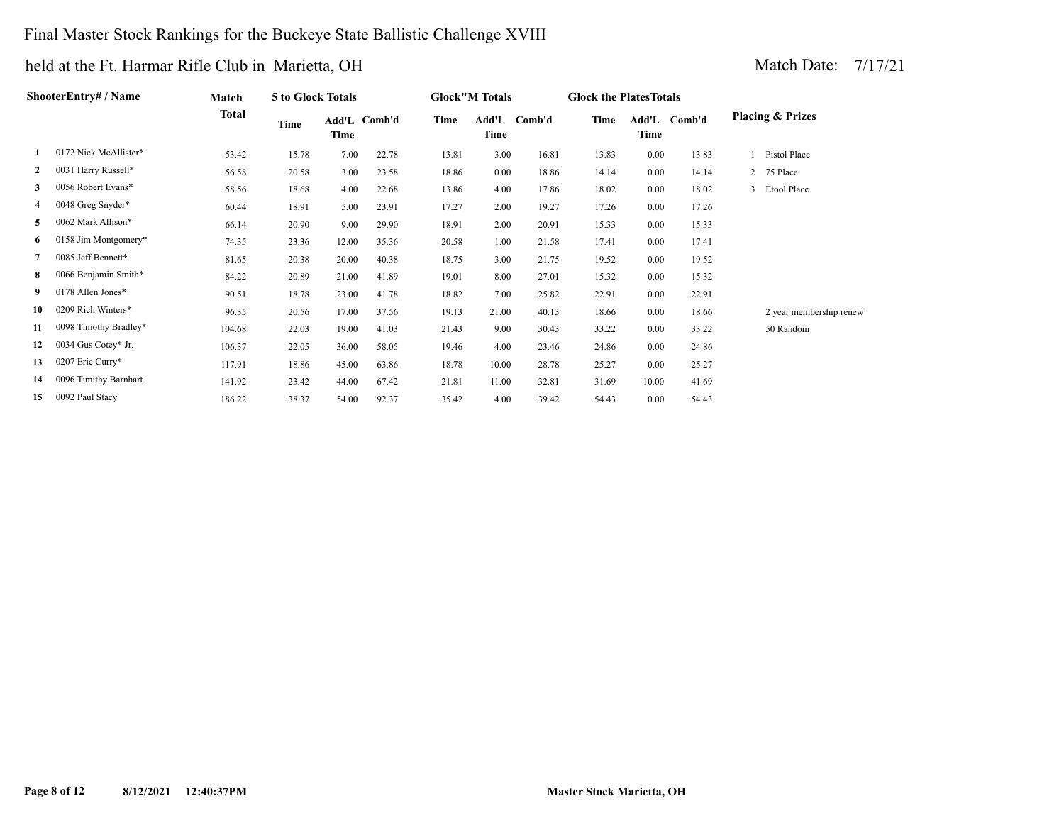# Final Master Stock Rankings for the Buckeye State Ballistic Challenge XVIII

## held at the Ft. Harmar Rifle Club in Marietta, OH

Match Date: 7/17/21

| | ShooterEntry# / Name | Match Total | 5 to Glock Totals | | | Glock"M Totals | | | Glock the PlatesTotals | | | Placing & Prizes |
|---|---|---|---|---|---|---|---|---|---|---|---|---|
| | | | Time | Add'L Time | Comb'd | Time | Add'L Time | Comb'd | Time | Add'L Time | Comb'd | |
| 1 | 0172 Nick McAllister* | 53.42 | 15.78 | 7.00 | 22.78 | 13.81 | 3.00 | 16.81 | 13.83 | 0.00 | 13.83 | 1 Pistol Place |
| 2 | 0031 Harry Russell* | 56.58 | 20.58 | 3.00 | 23.58 | 18.86 | 0.00 | 18.86 | 14.14 | 0.00 | 14.14 | 2 75 Place |
| 3 | 0056 Robert Evans* | 58.56 | 18.68 | 4.00 | 22.68 | 13.86 | 4.00 | 17.86 | 18.02 | 0.00 | 18.02 | 3 Etool Place |
| 4 | 0048 Greg Snyder* | 60.44 | 18.91 | 5.00 | 23.91 | 17.27 | 2.00 | 19.27 | 17.26 | 0.00 | 17.26 | |
| 5 | 0062 Mark Allison* | 66.14 | 20.90 | 9.00 | 29.90 | 18.91 | 2.00 | 20.91 | 15.33 | 0.00 | 15.33 | |
| 6 | 0158 Jim Montgomery* | 74.35 | 23.36 | 12.00 | 35.36 | 20.58 | 1.00 | 21.58 | 17.41 | 0.00 | 17.41 | |
| 7 | 0085 Jeff Bennett* | 81.65 | 20.38 | 20.00 | 40.38 | 18.75 | 3.00 | 21.75 | 19.52 | 0.00 | 19.52 | |
| 8 | 0066 Benjamin Smith* | 84.22 | 20.89 | 21.00 | 41.89 | 19.01 | 8.00 | 27.01 | 15.32 | 0.00 | 15.32 | |
| 9 | 0178 Allen Jones* | 90.51 | 18.78 | 23.00 | 41.78 | 18.82 | 7.00 | 25.82 | 22.91 | 0.00 | 22.91 | |
| 10 | 0209 Rich Winters* | 96.35 | 20.56 | 17.00 | 37.56 | 19.13 | 21.00 | 40.13 | 18.66 | 0.00 | 18.66 | 2 year membership renew |
| 11 | 0098 Timothy Bradley* | 104.68 | 22.03 | 19.00 | 41.03 | 21.43 | 9.00 | 30.43 | 33.22 | 0.00 | 33.22 | 50 Random |
| 12 | 0034 Gus Cotey* Jr. | 106.37 | 22.05 | 36.00 | 58.05 | 19.46 | 4.00 | 23.46 | 24.86 | 0.00 | 24.86 | |
| 13 | 0207 Eric Curry* | 117.91 | 18.86 | 45.00 | 63.86 | 18.78 | 10.00 | 28.78 | 25.27 | 0.00 | 25.27 | |
| 14 | 0096 Timithy Barnhart | 141.92 | 23.42 | 44.00 | 67.42 | 21.81 | 11.00 | 32.81 | 31.69 | 10.00 | 41.69 | |
| 15 | 0092 Paul Stacy | 186.22 | 38.37 | 54.00 | 92.37 | 35.42 | 4.00 | 39.42 | 54.43 | 0.00 | 54.43 | |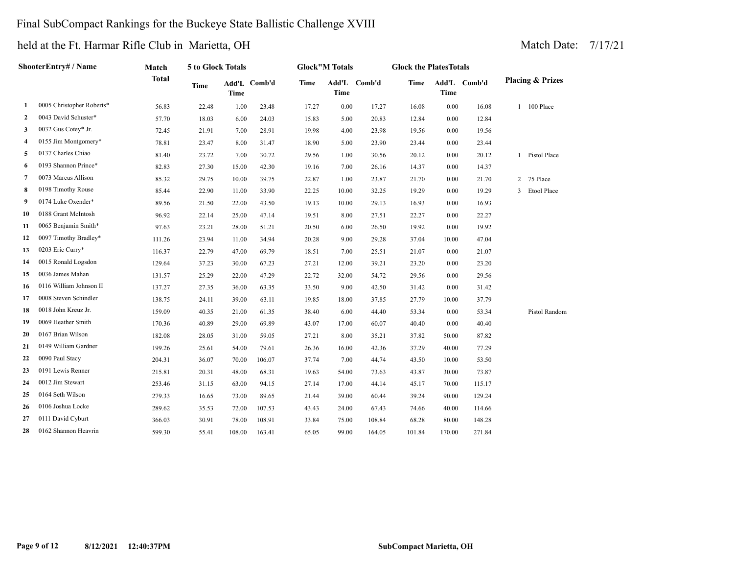# Final SubCompact Rankings for the Buckeye State Ballistic Challenge XVIII

## held at the Ft. Harmar Rifle Club in Marietta, OH

Match Date: 7/17/21

| | ShooterEntry# / Name | Match Total | 5 to Glock Totals | | | Glock"M Totals | | | Glock the PlatesTotals | | | Placing & Prizes |
|---|---|---|---|---|---|---|---|---|---|---|---|---|
| | | | Time | Add'L Time | Comb'd | Time | Add'L Time | Comb'd | Time | Add'L Time | Comb'd | |
| 1 | 0005 Christopher Roberts* | 56.83 | 22.48 | 1.00 | 23.48 | 17.27 | 0.00 | 17.27 | 16.08 | 0.00 | 16.08 | 1 100 Place |
| 2 | 0043 David Schuster* | 57.70 | 18.03 | 6.00 | 24.03 | 15.83 | 5.00 | 20.83 | 12.84 | 0.00 | 12.84 | |
| 3 | 0032 Gus Cotey* Jr. | 72.45 | 21.91 | 7.00 | 28.91 | 19.98 | 4.00 | 23.98 | 19.56 | 0.00 | 19.56 | |
| 4 | 0155 Jim Montgomery* | 78.81 | 23.47 | 8.00 | 31.47 | 18.90 | 5.00 | 23.90 | 23.44 | 0.00 | 23.44 | |
| 5 | 0137 Charles Chiao | 81.40 | 23.72 | 7.00 | 30.72 | 29.56 | 1.00 | 30.56 | 20.12 | 0.00 | 20.12 | 1 Pistol Place |
| 6 | 0193 Shannon Prince* | 82.83 | 27.30 | 15.00 | 42.30 | 19.16 | 7.00 | 26.16 | 14.37 | 0.00 | 14.37 | |
| 7 | 0073 Marcus Allison | 85.32 | 29.75 | 10.00 | 39.75 | 22.87 | 1.00 | 23.87 | 21.70 | 0.00 | 21.70 | 2 75 Place |
| 8 | 0198 Timothy Rouse | 85.44 | 22.90 | 11.00 | 33.90 | 22.25 | 10.00 | 32.25 | 19.29 | 0.00 | 19.29 | 3 Etool Place |
| 9 | 0174 Luke Oxender* | 89.56 | 21.50 | 22.00 | 43.50 | 19.13 | 10.00 | 29.13 | 16.93 | 0.00 | 16.93 | |
| 10 | 0188 Grant McIntosh | 96.92 | 22.14 | 25.00 | 47.14 | 19.51 | 8.00 | 27.51 | 22.27 | 0.00 | 22.27 | |
| 11 | 0065 Benjamin Smith* | 97.63 | 23.21 | 28.00 | 51.21 | 20.50 | 6.00 | 26.50 | 19.92 | 0.00 | 19.92 | |
| 12 | 0097 Timothy Bradley* | 111.26 | 23.94 | 11.00 | 34.94 | 20.28 | 9.00 | 29.28 | 37.04 | 10.00 | 47.04 | |
| 13 | 0203 Eric Curry* | 116.37 | 22.79 | 47.00 | 69.79 | 18.51 | 7.00 | 25.51 | 21.07 | 0.00 | 21.07 | |
| 14 | 0015 Ronald Logsdon | 129.64 | 37.23 | 30.00 | 67.23 | 27.21 | 12.00 | 39.21 | 23.20 | 0.00 | 23.20 | |
| 15 | 0036 James Mahan | 131.57 | 25.29 | 22.00 | 47.29 | 22.72 | 32.00 | 54.72 | 29.56 | 0.00 | 29.56 | |
| 16 | 0116 William Johnson II | 137.27 | 27.35 | 36.00 | 63.35 | 33.50 | 9.00 | 42.50 | 31.42 | 0.00 | 31.42 | |
| 17 | 0008 Steven Schindler | 138.75 | 24.11 | 39.00 | 63.11 | 19.85 | 18.00 | 37.85 | 27.79 | 10.00 | 37.79 | |
| 18 | 0018 John Kreuz Jr. | 159.09 | 40.35 | 21.00 | 61.35 | 38.40 | 6.00 | 44.40 | 53.34 | 0.00 | 53.34 | Pistol Random |
| 19 | 0069 Heather Smith | 170.36 | 40.89 | 29.00 | 69.89 | 43.07 | 17.00 | 60.07 | 40.40 | 0.00 | 40.40 | |
| 20 | 0167 Brian Wilson | 182.08 | 28.05 | 31.00 | 59.05 | 27.21 | 8.00 | 35.21 | 37.82 | 50.00 | 87.82 | |
| 21 | 0149 William Gardner | 199.26 | 25.61 | 54.00 | 79.61 | 26.36 | 16.00 | 42.36 | 37.29 | 40.00 | 77.29 | |
| 22 | 0090 Paul Stacy | 204.31 | 36.07 | 70.00 | 106.07 | 37.74 | 7.00 | 44.74 | 43.50 | 10.00 | 53.50 | |
| 23 | 0191 Lewis Renner | 215.81 | 20.31 | 48.00 | 68.31 | 19.63 | 54.00 | 73.63 | 43.87 | 30.00 | 73.87 | |
| 24 | 0012 Jim Stewart | 253.46 | 31.15 | 63.00 | 94.15 | 27.14 | 17.00 | 44.14 | 45.17 | 70.00 | 115.17 | |
| 25 | 0164 Seth Wilson | 279.33 | 16.65 | 73.00 | 89.65 | 21.44 | 39.00 | 60.44 | 39.24 | 90.00 | 129.24 | |
| 26 | 0106 Joshua Locke | 289.62 | 35.53 | 72.00 | 107.53 | 43.43 | 24.00 | 67.43 | 74.66 | 40.00 | 114.66 | |
| 27 | 0111 David Cyburt | 366.03 | 30.91 | 78.00 | 108.91 | 33.84 | 75.00 | 108.84 | 68.28 | 80.00 | 148.28 | |
| 28 | 0162 Shannon Heavrin | 599.30 | 55.41 | 108.00 | 163.41 | 65.05 | 99.00 | 164.05 | 101.84 | 170.00 | 271.84 | |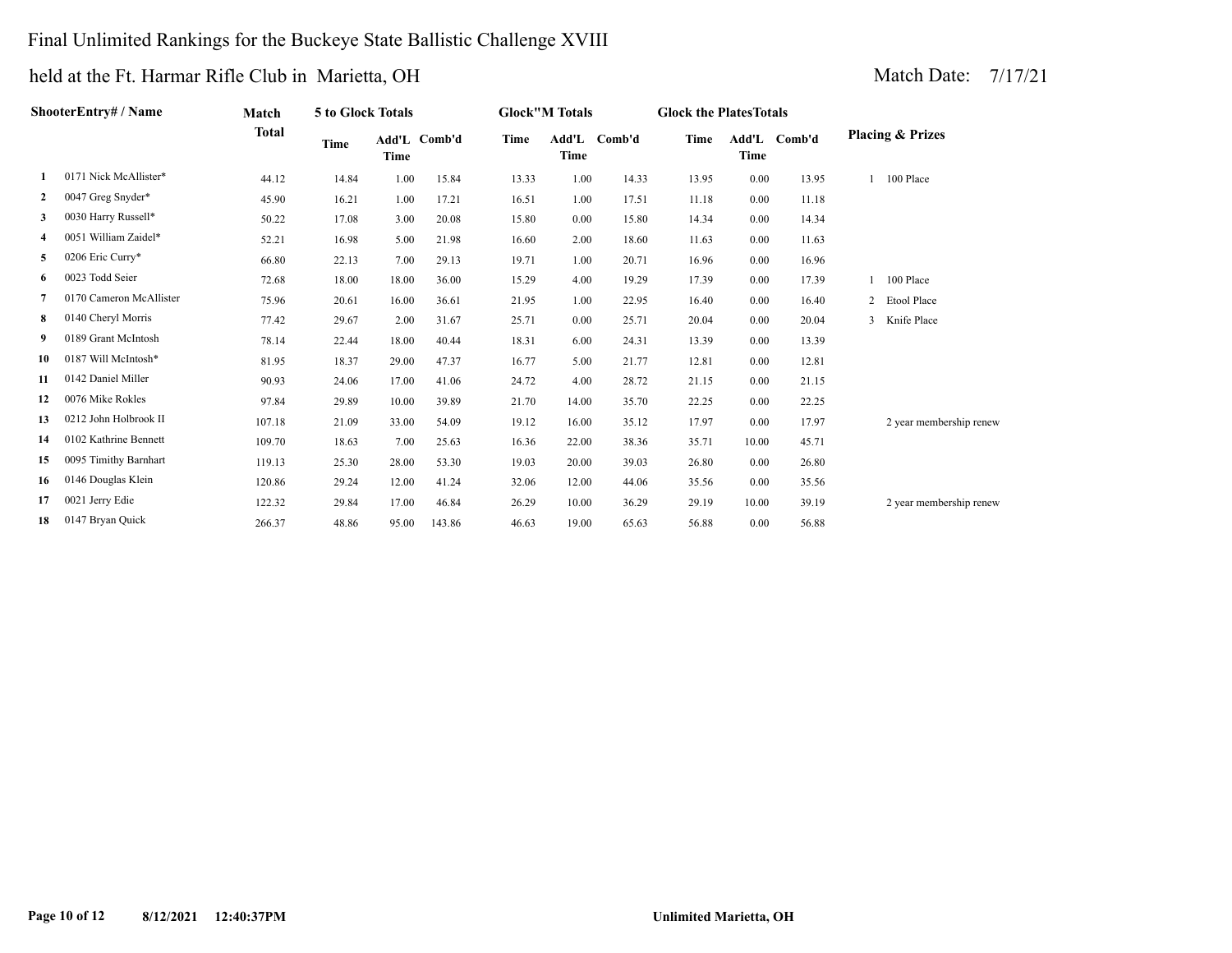# Final Unlimited Rankings for the Buckeye State Ballistic Challenge XVIII

## held at the Ft. Harmar Rifle Club in Marietta, OH

Match Date: 7/17/21

| | ShooterEntry# / Name | Match Total | 5 to Glock Totals | | | Glock"M Totals | | | Glock the PlatesTotals | | | Placing & Prizes | |
|---|---|---|---|---|---|---|---|---|---|---|---|---|---|
| | | | Time | Add'L Time | Comb'd | Time | Add'L Time | Comb'd | Time | Add'L Time | Comb'd | | |
| 1 | 0171 Nick McAllister* | 44.12 | 14.84 | 1.00 | 15.84 | 13.33 | 1.00 | 14.33 | 13.95 | 0.00 | 13.95 | 1 | 100 Place |
| 2 | 0047 Greg Snyder* | 45.90 | 16.21 | 1.00 | 17.21 | 16.51 | 1.00 | 17.51 | 11.18 | 0.00 | 11.18 | | |
| 3 | 0030 Harry Russell* | 50.22 | 17.08 | 3.00 | 20.08 | 15.80 | 0.00 | 15.80 | 14.34 | 0.00 | 14.34 | | |
| 4 | 0051 William Zaidel* | 52.21 | 16.98 | 5.00 | 21.98 | 16.60 | 2.00 | 18.60 | 11.63 | 0.00 | 11.63 | | |
| 5 | 0206 Eric Curry* | 66.80 | 22.13 | 7.00 | 29.13 | 19.71 | 1.00 | 20.71 | 16.96 | 0.00 | 16.96 | | |
| 6 | 0023 Todd Seier | 72.68 | 18.00 | 18.00 | 36.00 | 15.29 | 4.00 | 19.29 | 17.39 | 0.00 | 17.39 | 1 | 100 Place |
| 7 | 0170 Cameron McAllister | 75.96 | 20.61 | 16.00 | 36.61 | 21.95 | 1.00 | 22.95 | 16.40 | 0.00 | 16.40 | 2 | Etool Place |
| 8 | 0140 Cheryl Morris | 77.42 | 29.67 | 2.00 | 31.67 | 25.71 | 0.00 | 25.71 | 20.04 | 0.00 | 20.04 | 3 | Knife Place |
| 9 | 0189 Grant McIntosh | 78.14 | 22.44 | 18.00 | 40.44 | 18.31 | 6.00 | 24.31 | 13.39 | 0.00 | 13.39 | | |
| 10 | 0187 Will McIntosh* | 81.95 | 18.37 | 29.00 | 47.37 | 16.77 | 5.00 | 21.77 | 12.81 | 0.00 | 12.81 | | |
| 11 | 0142 Daniel Miller | 90.93 | 24.06 | 17.00 | 41.06 | 24.72 | 4.00 | 28.72 | 21.15 | 0.00 | 21.15 | | |
| 12 | 0076 Mike Rokles | 97.84 | 29.89 | 10.00 | 39.89 | 21.70 | 14.00 | 35.70 | 22.25 | 0.00 | 22.25 | | |
| 13 | 0212 John Holbrook II | 107.18 | 21.09 | 33.00 | 54.09 | 19.12 | 16.00 | 35.12 | 17.97 | 0.00 | 17.97 | | 2 year membership renew |
| 14 | 0102 Kathrine Bennett | 109.70 | 18.63 | 7.00 | 25.63 | 16.36 | 22.00 | 38.36 | 35.71 | 10.00 | 45.71 | | |
| 15 | 0095 Timithy Barnhart | 119.13 | 25.30 | 28.00 | 53.30 | 19.03 | 20.00 | 39.03 | 26.80 | 0.00 | 26.80 | | |
| 16 | 0146 Douglas Klein | 120.86 | 29.24 | 12.00 | 41.24 | 32.06 | 12.00 | 44.06 | 35.56 | 0.00 | 35.56 | | |
| 17 | 0021 Jerry Edie | 122.32 | 29.84 | 17.00 | 46.84 | 26.29 | 10.00 | 36.29 | 29.19 | 10.00 | 39.19 | | 2 year membership renew |
| 18 | 0147 Bryan Quick | 266.37 | 48.86 | 95.00 | 143.86 | 46.63 | 19.00 | 65.63 | 56.88 | 0.00 | 56.88 | | |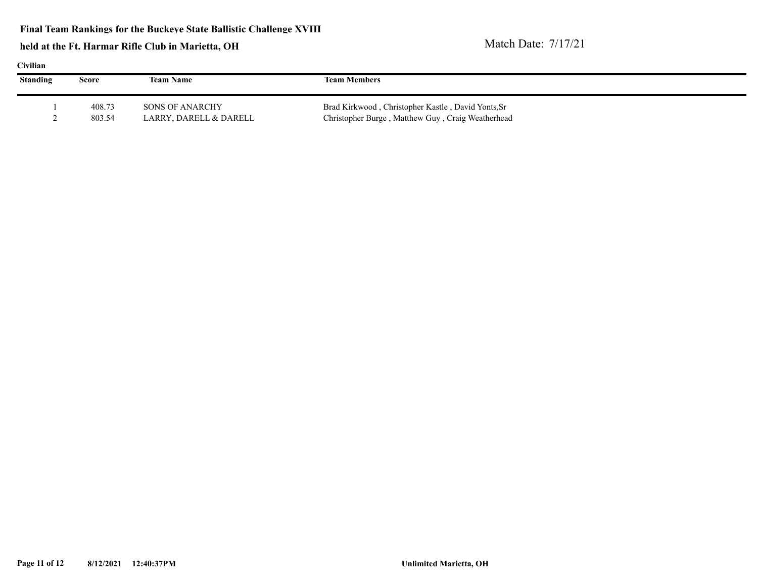**Final Team Rankings for the Buckeye State Ballistic Challenge XVIII**

**held at the Ft. Harmar Rifle Club in Marietta, OH**

Match Date: 7/17/21

**Civilian**

| Standing | Score | Team Name | Team Members |
|---|---|---|---|
| 1 | 408.73 | SONS OF ANARCHY | Brad Kirkwood , Christopher Kastle , David Yonts,Sr |
| 2 | 803.54 | LARRY, DARELL & DARELL | Christopher Burge , Matthew Guy , Craig Weatherhead |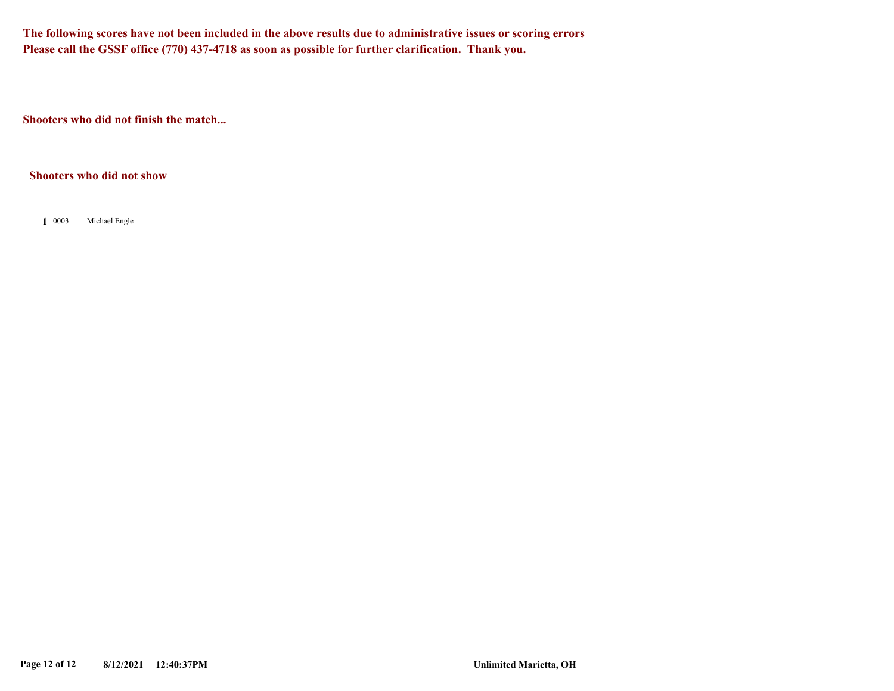**The following scores have not been included in the above results due to administrative issues or scoring errors**
**Please call the GSSF office (770) 437-4718 as soon as possible for further clarification. Thank you.**

**Shooters who did not finish the match...**

**Shooters who did not show**

| | | |
|---|---|---|
| **1** | 0003 | Michael Engle |